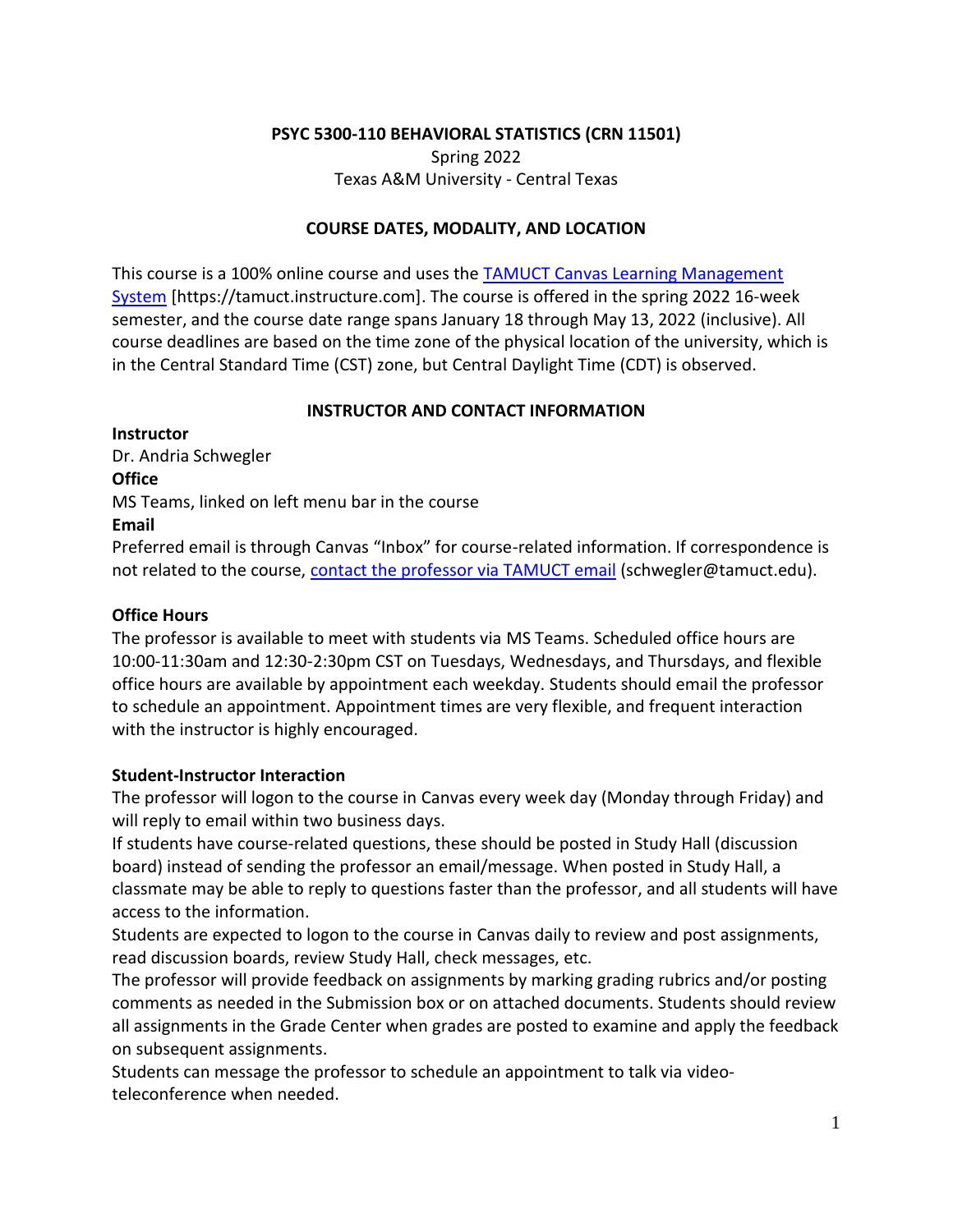**PSYC 5300-110 BEHAVIORAL STATISTICS (CRN 11501)**

Spring 2022

Texas A&M University - Central Texas

## COURSE DATES, MODALITY, AND LOCATION

This course is a 100% online course and uses the [TAMUCT Canvas Learning Management System](https://tamuct.instructure.com) [https://tamuct.instructure.com]. The course is offered in the spring 2022 16-week semester, and the course date range spans January 18 through May 13, 2022 (inclusive). All course deadlines are based on the time zone of the physical location of the university, which is in the Central Standard Time (CST) zone, but Central Daylight Time (CDT) is observed.

## INSTRUCTOR AND CONTACT INFORMATION

**Instructor**

Dr. Andria Schwegler

**Office**

MS Teams, linked on left menu bar in the course

**Email**

Preferred email is through Canvas "Inbox" for course-related information. If correspondence is not related to the course, [contact the professor via TAMUCT email](mailto:schwegler@tamuct.edu) (schwegler@tamuct.edu).

**Office Hours**

The professor is available to meet with students via MS Teams. Scheduled office hours are 10:00-11:30am and 12:30-2:30pm CST on Tuesdays, Wednesdays, and Thursdays, and flexible office hours are available by appointment each weekday. Students should email the professor to schedule an appointment. Appointment times are very flexible, and frequent interaction with the instructor is highly encouraged.

**Student-Instructor Interaction**

The professor will logon to the course in Canvas every week day (Monday through Friday) and will reply to email within two business days.

If students have course-related questions, these should be posted in Study Hall (discussion board) instead of sending the professor an email/message. When posted in Study Hall, a classmate may be able to reply to questions faster than the professor, and all students will have access to the information.

Students are expected to logon to the course in Canvas daily to review and post assignments, read discussion boards, review Study Hall, check messages, etc.

The professor will provide feedback on assignments by marking grading rubrics and/or posting comments as needed in the Submission box or on attached documents. Students should review all assignments in the Grade Center when grades are posted to examine and apply the feedback on subsequent assignments.

Students can message the professor to schedule an appointment to talk via video-teleconference when needed.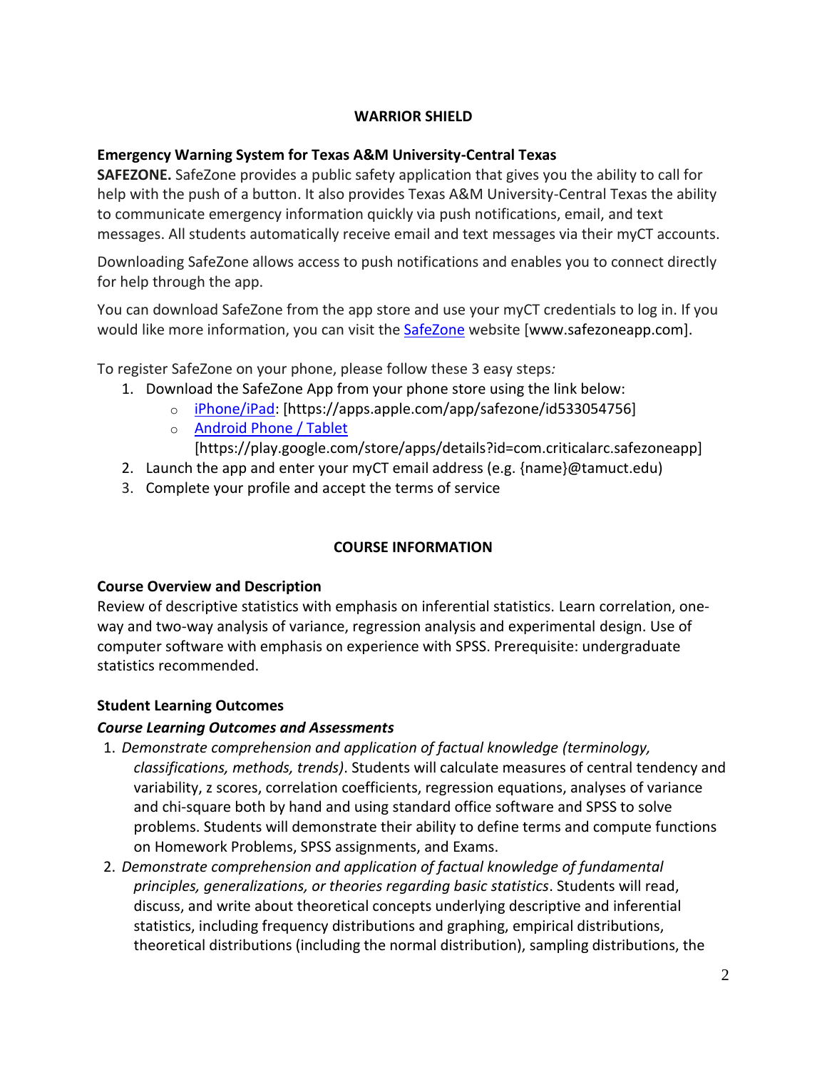## WARRIOR SHIELD

### Emergency Warning System for Texas A&M University-Central Texas

**SAFEZONE.** SafeZone provides a public safety application that gives you the ability to call for help with the push of a button. It also provides Texas A&M University-Central Texas the ability to communicate emergency information quickly via push notifications, email, and text messages. All students automatically receive email and text messages via their myCT accounts.

Downloading SafeZone allows access to push notifications and enables you to connect directly for help through the app.

You can download SafeZone from the app store and use your myCT credentials to log in. If you would like more information, you can visit the SafeZone website [www.safezoneapp.com].

To register SafeZone on your phone, please follow these 3 easy steps*:*

1. Download the SafeZone App from your phone store using the link below:
   - iPhone/iPad: [https://apps.apple.com/app/safezone/id533054756]
   - Android Phone / Tablet [https://play.google.com/store/apps/details?id=com.criticalarc.safezoneapp]
2. Launch the app and enter your myCT email address (e.g. {name}@tamuct.edu)
3. Complete your profile and accept the terms of service

## COURSE INFORMATION

### Course Overview and Description

Review of descriptive statistics with emphasis on inferential statistics. Learn correlation, one-way and two-way analysis of variance, regression analysis and experimental design. Use of computer software with emphasis on experience with SPSS. Prerequisite: undergraduate statistics recommended.

### Student Learning Outcomes

#### *Course Learning Outcomes and Assessments*

1. *Demonstrate comprehension and application of factual knowledge (terminology, classifications, methods, trends)*. Students will calculate measures of central tendency and variability, z scores, correlation coefficients, regression equations, analyses of variance and chi-square both by hand and using standard office software and SPSS to solve problems. Students will demonstrate their ability to define terms and compute functions on Homework Problems, SPSS assignments, and Exams.
2. *Demonstrate comprehension and application of factual knowledge of fundamental principles, generalizations, or theories regarding basic statistics*. Students will read, discuss, and write about theoretical concepts underlying descriptive and inferential statistics, including frequency distributions and graphing, empirical distributions, theoretical distributions (including the normal distribution), sampling distributions, the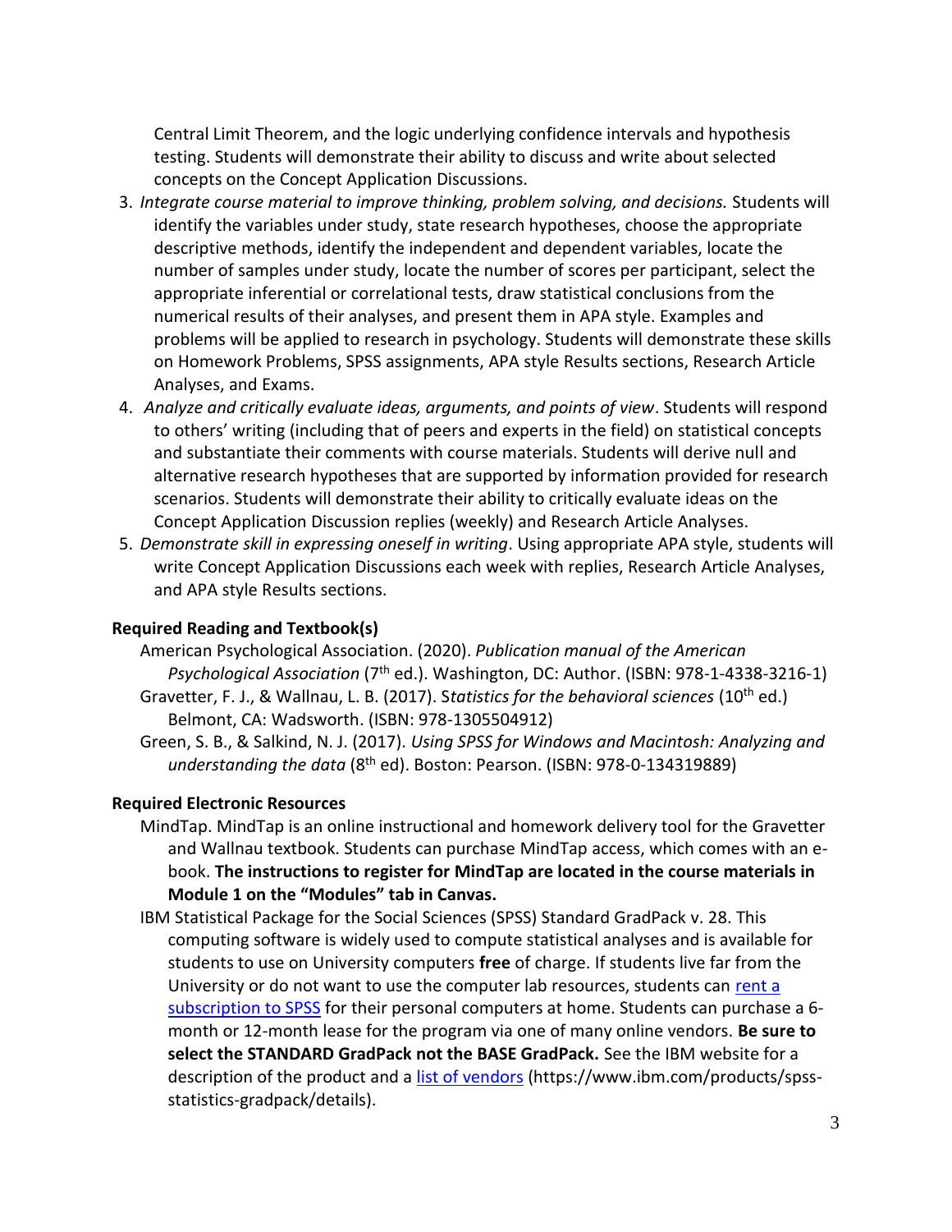Central Limit Theorem, and the logic underlying confidence intervals and hypothesis testing. Students will demonstrate their ability to discuss and write about selected concepts on the Concept Application Discussions.

3. *Integrate course material to improve thinking, problem solving, and decisions.* Students will identify the variables under study, state research hypotheses, choose the appropriate descriptive methods, identify the independent and dependent variables, locate the number of samples under study, locate the number of scores per participant, select the appropriate inferential or correlational tests, draw statistical conclusions from the numerical results of their analyses, and present them in APA style. Examples and problems will be applied to research in psychology. Students will demonstrate these skills on Homework Problems, SPSS assignments, APA style Results sections, Research Article Analyses, and Exams.
4. *Analyze and critically evaluate ideas, arguments, and points of view*. Students will respond to others' writing (including that of peers and experts in the field) on statistical concepts and substantiate their comments with course materials. Students will derive null and alternative research hypotheses that are supported by information provided for research scenarios. Students will demonstrate their ability to critically evaluate ideas on the Concept Application Discussion replies (weekly) and Research Article Analyses.
5. *Demonstrate skill in expressing oneself in writing*. Using appropriate APA style, students will write Concept Application Discussions each week with replies, Research Article Analyses, and APA style Results sections.

**Required Reading and Textbook(s)**

American Psychological Association. (2020). *Publication manual of the American Psychological Association* (7th ed.). Washington, DC: Author. (ISBN: 978-1-4338-3216-1)

Gravetter, F. J., & Wallnau, L. B. (2017). S*tatistics for the behavioral sciences* (10th ed.) Belmont, CA: Wadsworth. (ISBN: 978-1305504912)

Green, S. B., & Salkind, N. J. (2017). *Using SPSS for Windows and Macintosh: Analyzing and understanding the data* (8th ed). Boston: Pearson. (ISBN: 978-0-134319889)

**Required Electronic Resources**

MindTap. MindTap is an online instructional and homework delivery tool for the Gravetter and Wallnau textbook. Students can purchase MindTap access, which comes with an e-book. **The instructions to register for MindTap are located in the course materials in Module 1 on the "Modules" tab in Canvas.**

IBM Statistical Package for the Social Sciences (SPSS) Standard GradPack v. 28. This computing software is widely used to compute statistical analyses and is available for students to use on University computers **free** of charge. If students live far from the University or do not want to use the computer lab resources, students can rent a subscription to SPSS for their personal computers at home. Students can purchase a 6-month or 12-month lease for the program via one of many online vendors. **Be sure to select the STANDARD GradPack not the BASE GradPack.** See the IBM website for a description of the product and a list of vendors (https://www.ibm.com/products/spss-statistics-gradpack/details).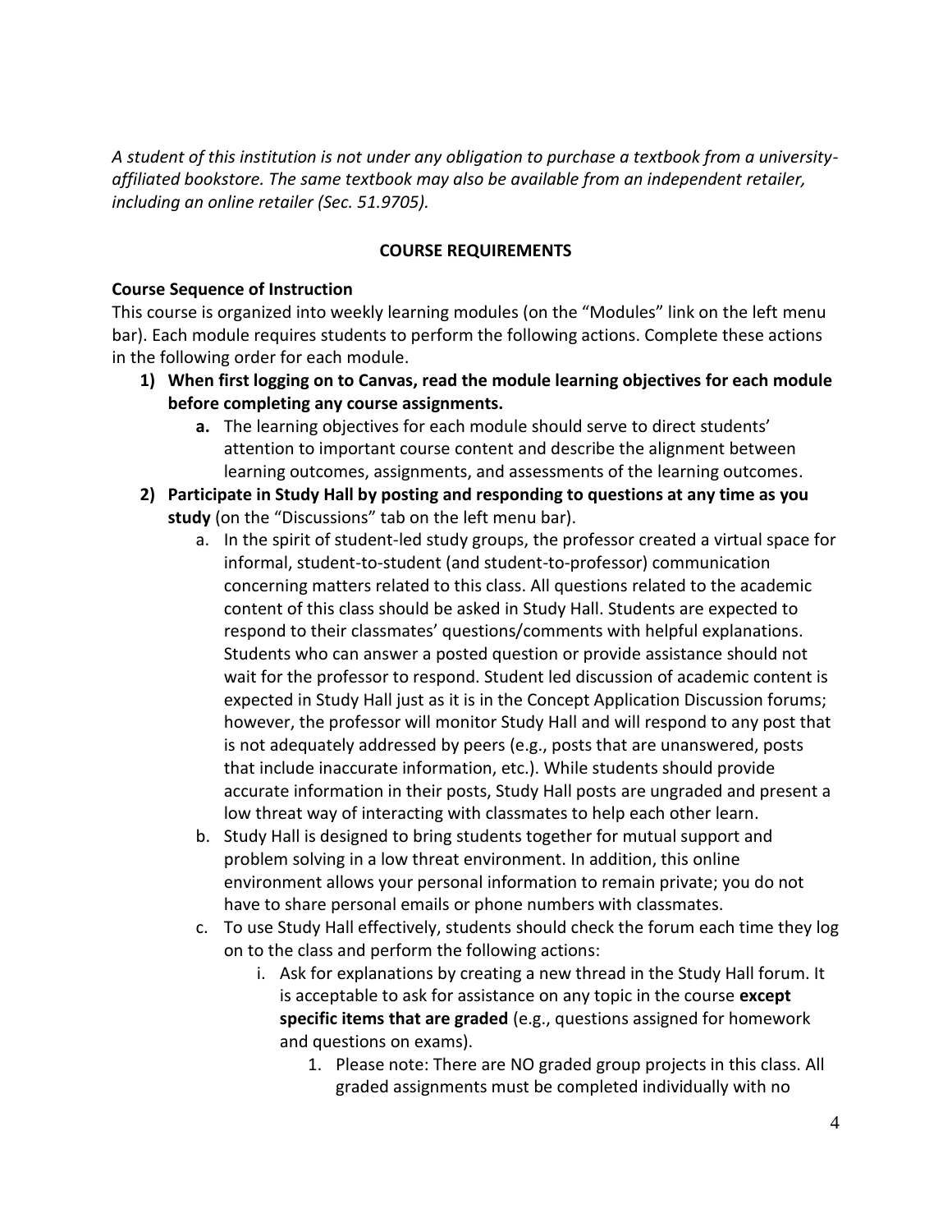*A student of this institution is not under any obligation to purchase a textbook from a university-affiliated bookstore. The same textbook may also be available from an independent retailer, including an online retailer (Sec. 51.9705).*

## COURSE REQUIREMENTS

**Course Sequence of Instruction**

This course is organized into weekly learning modules (on the "Modules" link on the left menu bar). Each module requires students to perform the following actions. Complete these actions in the following order for each module.

1) **When first logging on to Canvas, read the module learning objectives for each module before completing any course assignments.**
    a. The learning objectives for each module should serve to direct students' attention to important course content and describe the alignment between learning outcomes, assignments, and assessments of the learning outcomes.
2) **Participate in Study Hall by posting and responding to questions at any time as you study** (on the "Discussions" tab on the left menu bar).
    a. In the spirit of student-led study groups, the professor created a virtual space for informal, student-to-student (and student-to-professor) communication concerning matters related to this class. All questions related to the academic content of this class should be asked in Study Hall. Students are expected to respond to their classmates' questions/comments with helpful explanations. Students who can answer a posted question or provide assistance should not wait for the professor to respond. Student led discussion of academic content is expected in Study Hall just as it is in the Concept Application Discussion forums; however, the professor will monitor Study Hall and will respond to any post that is not adequately addressed by peers (e.g., posts that are unanswered, posts that include inaccurate information, etc.). While students should provide accurate information in their posts, Study Hall posts are ungraded and present a low threat way of interacting with classmates to help each other learn.
    b. Study Hall is designed to bring students together for mutual support and problem solving in a low threat environment. In addition, this online environment allows your personal information to remain private; you do not have to share personal emails or phone numbers with classmates.
    c. To use Study Hall effectively, students should check the forum each time they log on to the class and perform the following actions:
        i. Ask for explanations by creating a new thread in the Study Hall forum. It is acceptable to ask for assistance on any topic in the course **except specific items that are graded** (e.g., questions assigned for homework and questions on exams).
            1. Please note: There are NO graded group projects in this class. All graded assignments must be completed individually with no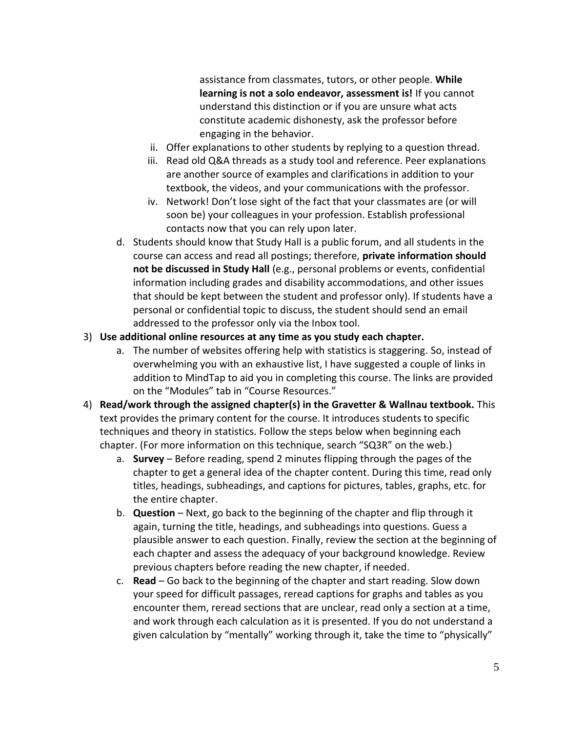assistance from classmates, tutors, or other people. **While learning is not a solo endeavor, assessment is!** If you cannot understand this distinction or if you are unsure what acts constitute academic dishonesty, ask the professor before engaging in the behavior.

   ii. Offer explanations to other students by replying to a question thread.

   iii. Read old Q&A threads as a study tool and reference. Peer explanations are another source of examples and clarifications in addition to your textbook, the videos, and your communications with the professor.

   iv. Network! Don't lose sight of the fact that your classmates are (or will soon be) your colleagues in your profession. Establish professional contacts now that you can rely upon later.

   d. Students should know that Study Hall is a public forum, and all students in the course can access and read all postings; therefore, **private information should not be discussed in Study Hall** (e.g., personal problems or events, confidential information including grades and disability accommodations, and other issues that should be kept between the student and professor only). If students have a personal or confidential topic to discuss, the student should send an email addressed to the professor only via the Inbox tool.

3) **Use additional online resources at any time as you study each chapter.**
   a. The number of websites offering help with statistics is staggering. So, instead of overwhelming you with an exhaustive list, I have suggested a couple of links in addition to MindTap to aid you in completing this course. The links are provided on the "Modules" tab in "Course Resources."

4) **Read/work through the assigned chapter(s) in the Gravetter & Wallnau textbook.** This text provides the primary content for the course. It introduces students to specific techniques and theory in statistics. Follow the steps below when beginning each chapter. (For more information on this technique, search "SQ3R" on the web.)
   a. **Survey** – Before reading, spend 2 minutes flipping through the pages of the chapter to get a general idea of the chapter content. During this time, read only titles, headings, subheadings, and captions for pictures, tables, graphs, etc. for the entire chapter.
   b. **Question** – Next, go back to the beginning of the chapter and flip through it again, turning the title, headings, and subheadings into questions. Guess a plausible answer to each question. Finally, review the section at the beginning of each chapter and assess the adequacy of your background knowledge. Review previous chapters before reading the new chapter, if needed.
   c. **Read** – Go back to the beginning of the chapter and start reading. Slow down your speed for difficult passages, reread captions for graphs and tables as you encounter them, reread sections that are unclear, read only a section at a time, and work through each calculation as it is presented. If you do not understand a given calculation by "mentally" working through it, take the time to "physically"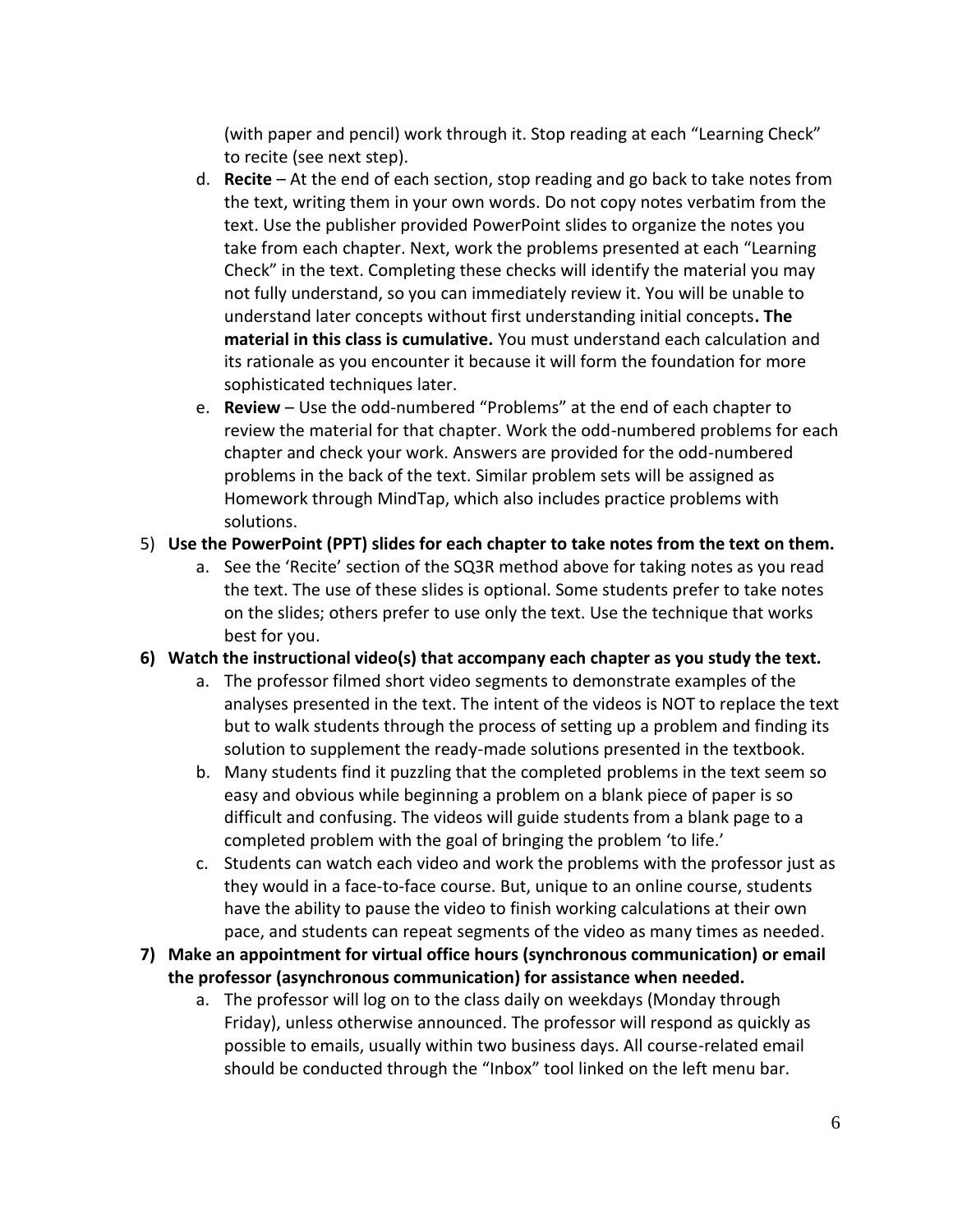(with paper and pencil) work through it. Stop reading at each "Learning Check" to recite (see next step).

   d. **Recite** – At the end of each section, stop reading and go back to take notes from the text, writing them in your own words. Do not copy notes verbatim from the text. Use the publisher provided PowerPoint slides to organize the notes you take from each chapter. Next, work the problems presented at each "Learning Check" in the text. Completing these checks will identify the material you may not fully understand, so you can immediately review it. You will be unable to understand later concepts without first understanding initial concepts**. The material in this class is cumulative.** You must understand each calculation and its rationale as you encounter it because it will form the foundation for more sophisticated techniques later.
   e. **Review** – Use the odd-numbered "Problems" at the end of each chapter to review the material for that chapter. Work the odd-numbered problems for each chapter and check your work. Answers are provided for the odd-numbered problems in the back of the text. Similar problem sets will be assigned as Homework through MindTap, which also includes practice problems with solutions.

5) **Use the PowerPoint (PPT) slides for each chapter to take notes from the text on them.**
   a. See the 'Recite' section of the SQ3R method above for taking notes as you read the text. The use of these slides is optional. Some students prefer to take notes on the slides; others prefer to use only the text. Use the technique that works best for you.

6) **Watch the instructional video(s) that accompany each chapter as you study the text.**
   a. The professor filmed short video segments to demonstrate examples of the analyses presented in the text. The intent of the videos is NOT to replace the text but to walk students through the process of setting up a problem and finding its solution to supplement the ready-made solutions presented in the textbook.
   b. Many students find it puzzling that the completed problems in the text seem so easy and obvious while beginning a problem on a blank piece of paper is so difficult and confusing. The videos will guide students from a blank page to a completed problem with the goal of bringing the problem 'to life.'
   c. Students can watch each video and work the problems with the professor just as they would in a face-to-face course. But, unique to an online course, students have the ability to pause the video to finish working calculations at their own pace, and students can repeat segments of the video as many times as needed.

7) **Make an appointment for virtual office hours (synchronous communication) or email the professor (asynchronous communication) for assistance when needed.**
   a. The professor will log on to the class daily on weekdays (Monday through Friday), unless otherwise announced. The professor will respond as quickly as possible to emails, usually within two business days. All course-related email should be conducted through the "Inbox" tool linked on the left menu bar.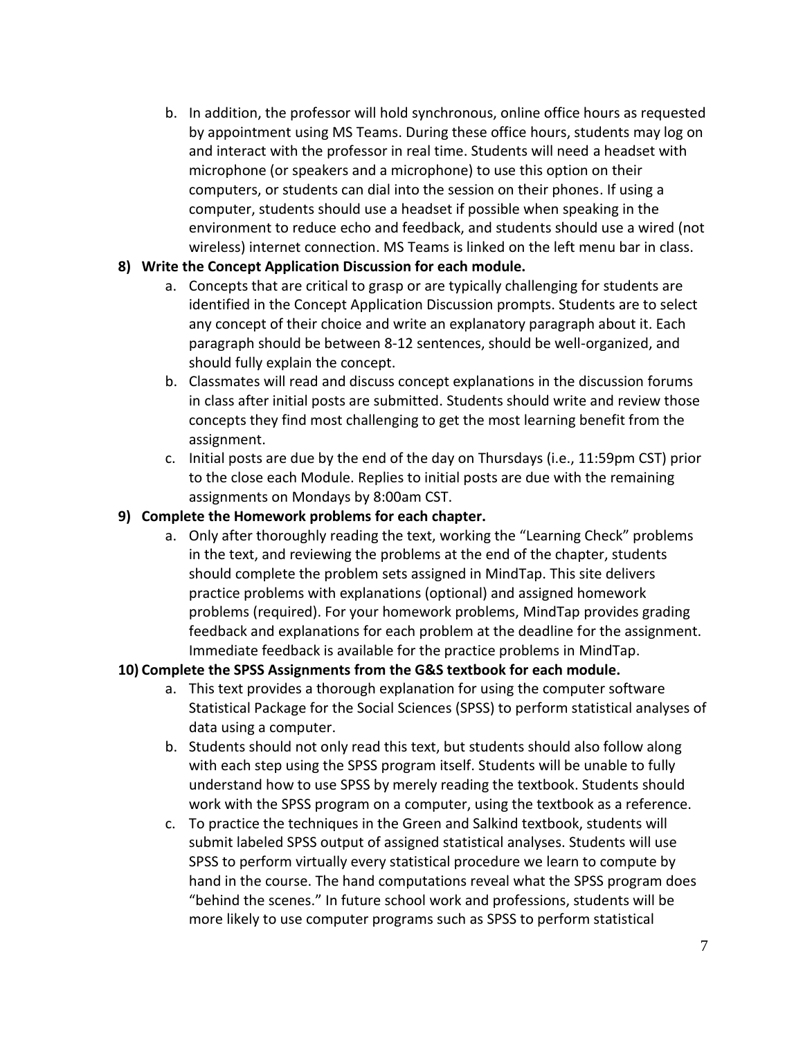b. In addition, the professor will hold synchronous, online office hours as requested by appointment using MS Teams. During these office hours, students may log on and interact with the professor in real time. Students will need a headset with microphone (or speakers and a microphone) to use this option on their computers, or students can dial into the session on their phones. If using a computer, students should use a headset if possible when speaking in the environment to reduce echo and feedback, and students should use a wired (not wireless) internet connection. MS Teams is linked on the left menu bar in class.

**8) Write the Concept Application Discussion for each module.**

   a. Concepts that are critical to grasp or are typically challenging for students are identified in the Concept Application Discussion prompts. Students are to select any concept of their choice and write an explanatory paragraph about it. Each paragraph should be between 8-12 sentences, should be well-organized, and should fully explain the concept.
   b. Classmates will read and discuss concept explanations in the discussion forums in class after initial posts are submitted. Students should write and review those concepts they find most challenging to get the most learning benefit from the assignment.
   c. Initial posts are due by the end of the day on Thursdays (i.e., 11:59pm CST) prior to the close each Module. Replies to initial posts are due with the remaining assignments on Mondays by 8:00am CST.

**9) Complete the Homework problems for each chapter.**

   a. Only after thoroughly reading the text, working the "Learning Check" problems in the text, and reviewing the problems at the end of the chapter, students should complete the problem sets assigned in MindTap. This site delivers practice problems with explanations (optional) and assigned homework problems (required). For your homework problems, MindTap provides grading feedback and explanations for each problem at the deadline for the assignment. Immediate feedback is available for the practice problems in MindTap.

**10) Complete the SPSS Assignments from the G&S textbook for each module.**

   a. This text provides a thorough explanation for using the computer software Statistical Package for the Social Sciences (SPSS) to perform statistical analyses of data using a computer.
   b. Students should not only read this text, but students should also follow along with each step using the SPSS program itself. Students will be unable to fully understand how to use SPSS by merely reading the textbook. Students should work with the SPSS program on a computer, using the textbook as a reference.
   c. To practice the techniques in the Green and Salkind textbook, students will submit labeled SPSS output of assigned statistical analyses. Students will use SPSS to perform virtually every statistical procedure we learn to compute by hand in the course. The hand computations reveal what the SPSS program does "behind the scenes." In future school work and professions, students will be more likely to use computer programs such as SPSS to perform statistical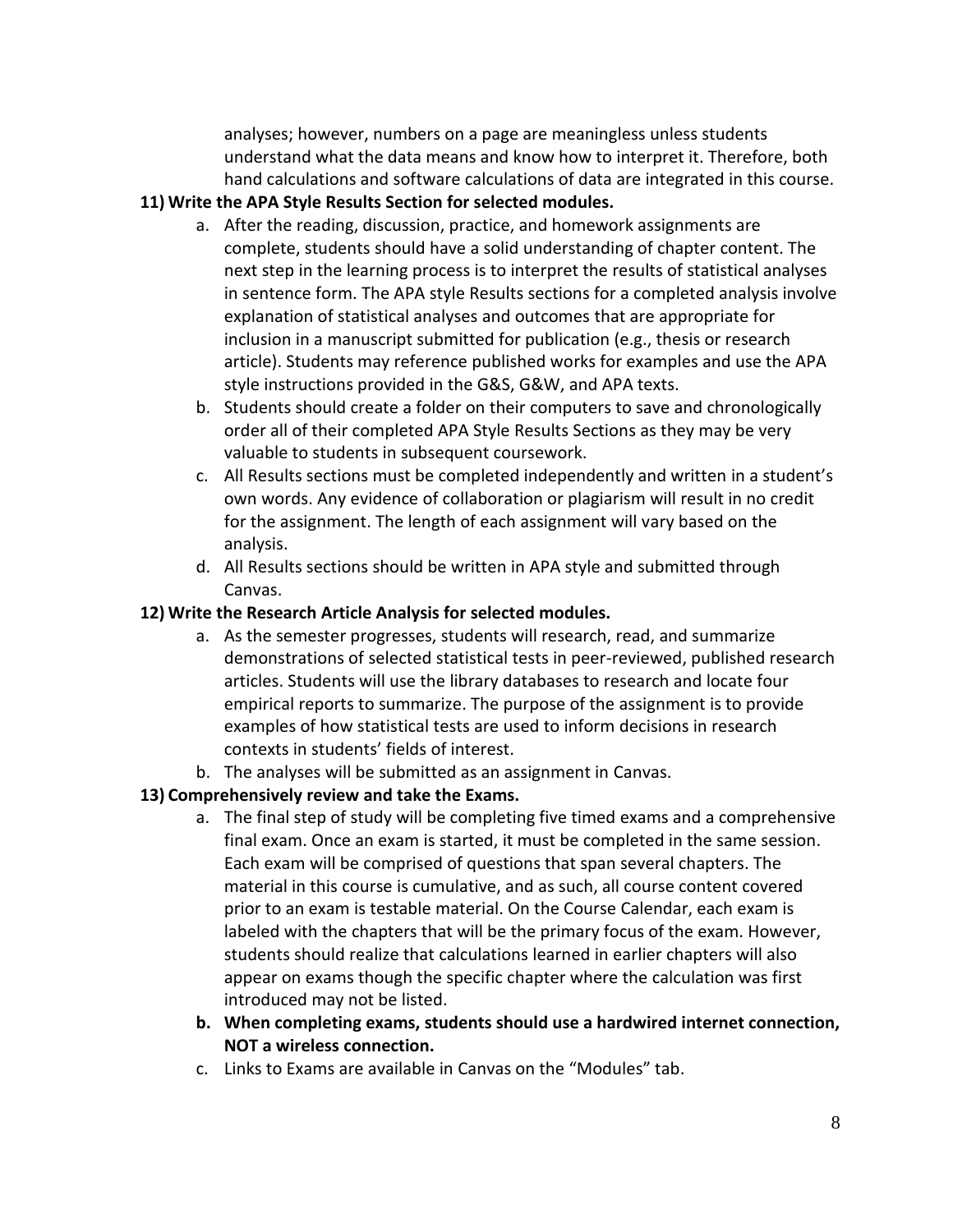analyses; however, numbers on a page are meaningless unless students understand what the data means and know how to interpret it. Therefore, both hand calculations and software calculations of data are integrated in this course.

**11) Write the APA Style Results Section for selected modules.**

a. After the reading, discussion, practice, and homework assignments are complete, students should have a solid understanding of chapter content. The next step in the learning process is to interpret the results of statistical analyses in sentence form. The APA style Results sections for a completed analysis involve explanation of statistical analyses and outcomes that are appropriate for inclusion in a manuscript submitted for publication (e.g., thesis or research article). Students may reference published works for examples and use the APA style instructions provided in the G&S, G&W, and APA texts.

b. Students should create a folder on their computers to save and chronologically order all of their completed APA Style Results Sections as they may be very valuable to students in subsequent coursework.

c. All Results sections must be completed independently and written in a student's own words. Any evidence of collaboration or plagiarism will result in no credit for the assignment. The length of each assignment will vary based on the analysis.

d. All Results sections should be written in APA style and submitted through Canvas.

**12) Write the Research Article Analysis for selected modules.**

a. As the semester progresses, students will research, read, and summarize demonstrations of selected statistical tests in peer-reviewed, published research articles. Students will use the library databases to research and locate four empirical reports to summarize. The purpose of the assignment is to provide examples of how statistical tests are used to inform decisions in research contexts in students' fields of interest.

b. The analyses will be submitted as an assignment in Canvas.

**13) Comprehensively review and take the Exams.**

a. The final step of study will be completing five timed exams and a comprehensive final exam. Once an exam is started, it must be completed in the same session. Each exam will be comprised of questions that span several chapters. The material in this course is cumulative, and as such, all course content covered prior to an exam is testable material. On the Course Calendar, each exam is labeled with the chapters that will be the primary focus of the exam. However, students should realize that calculations learned in earlier chapters will also appear on exams though the specific chapter where the calculation was first introduced may not be listed.

**b. When completing exams, students should use a hardwired internet connection, NOT a wireless connection.**

c. Links to Exams are available in Canvas on the "Modules" tab.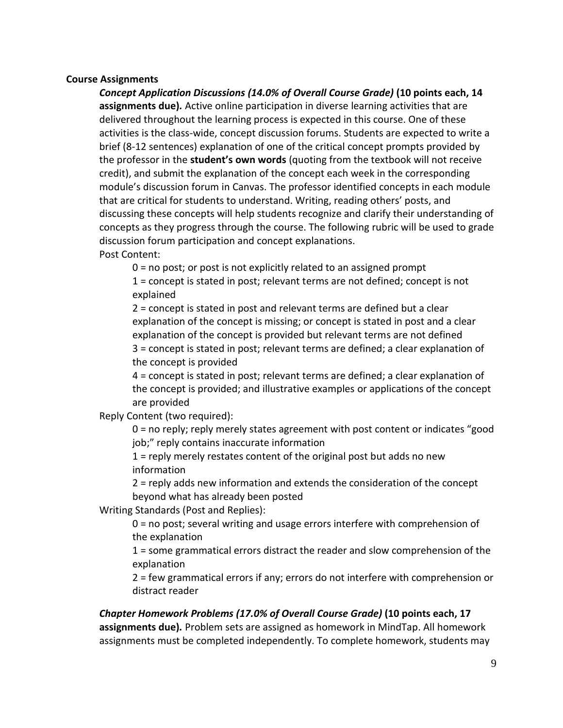**Course Assignments**

***Concept Application Discussions (14.0% of Overall Course Grade)* (10 points each, 14 assignments due)***.* Active online participation in diverse learning activities that are delivered throughout the learning process is expected in this course. One of these activities is the class-wide, concept discussion forums. Students are expected to write a brief (8-12 sentences) explanation of one of the critical concept prompts provided by the professor in the **student's own words** (quoting from the textbook will not receive credit), and submit the explanation of the concept each week in the corresponding module's discussion forum in Canvas. The professor identified concepts in each module that are critical for students to understand. Writing, reading others' posts, and discussing these concepts will help students recognize and clarify their understanding of concepts as they progress through the course. The following rubric will be used to grade discussion forum participation and concept explanations.

Post Content:

- 0 = no post; or post is not explicitly related to an assigned prompt
- 1 = concept is stated in post; relevant terms are not defined; concept is not explained
- 2 = concept is stated in post and relevant terms are defined but a clear explanation of the concept is missing; or concept is stated in post and a clear explanation of the concept is provided but relevant terms are not defined
- 3 = concept is stated in post; relevant terms are defined; a clear explanation of the concept is provided
- 4 = concept is stated in post; relevant terms are defined; a clear explanation of the concept is provided; and illustrative examples or applications of the concept are provided

Reply Content (two required):

- 0 = no reply; reply merely states agreement with post content or indicates "good job;" reply contains inaccurate information
- 1 = reply merely restates content of the original post but adds no new information
- 2 = reply adds new information and extends the consideration of the concept beyond what has already been posted

Writing Standards (Post and Replies):

- 0 = no post; several writing and usage errors interfere with comprehension of the explanation
- 1 = some grammatical errors distract the reader and slow comprehension of the explanation
- 2 = few grammatical errors if any; errors do not interfere with comprehension or distract reader

***Chapter Homework Problems (17.0% of Overall Course Grade)* (10 points each, 17 assignments due)***.* Problem sets are assigned as homework in MindTap. All homework assignments must be completed independently. To complete homework, students may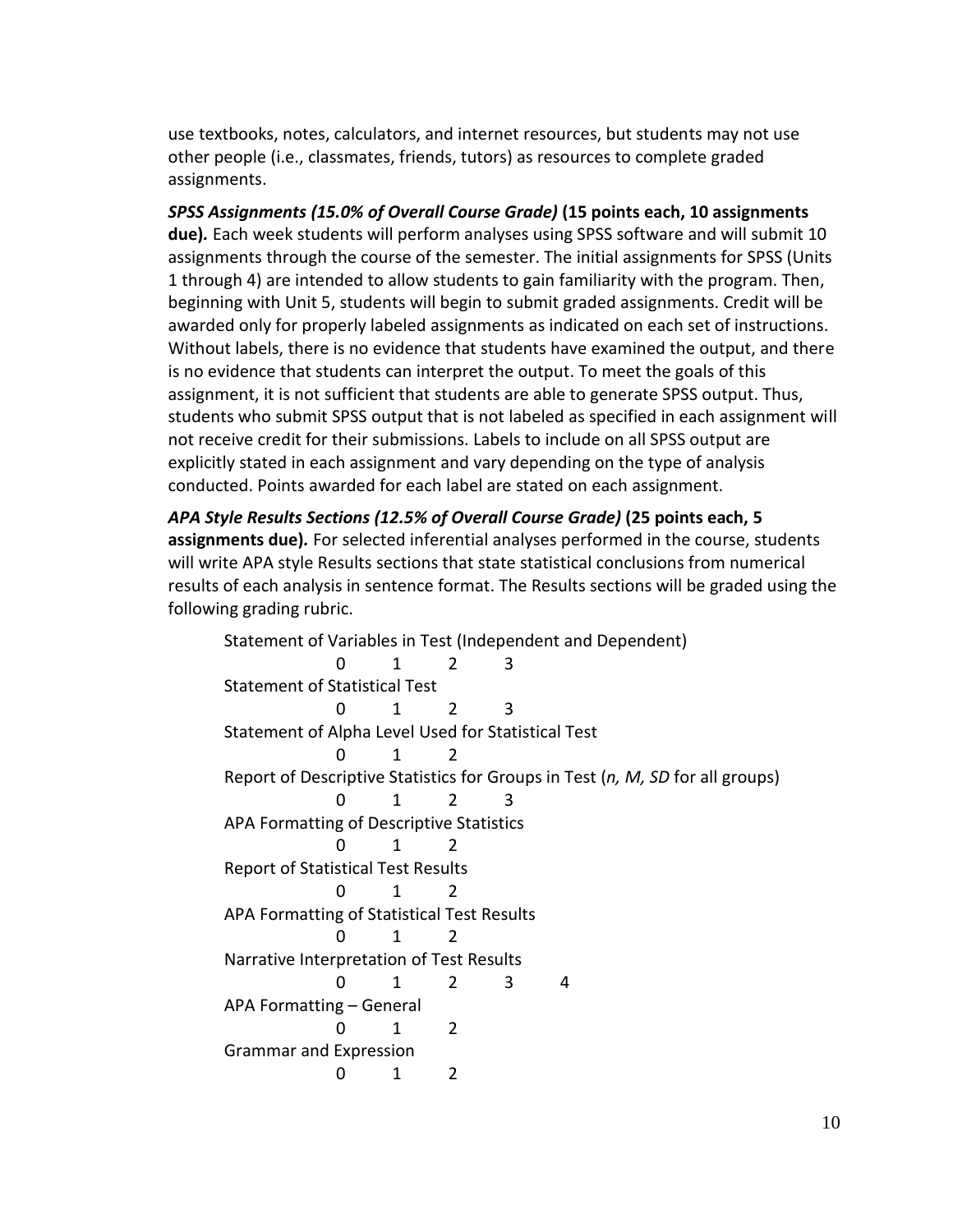use textbooks, notes, calculators, and internet resources, but students may not use other people (i.e., classmates, friends, tutors) as resources to complete graded assignments.

***SPSS Assignments (15.0% of Overall Course Grade)*** **(15 points each, 10 assignments due)***.* Each week students will perform analyses using SPSS software and will submit 10 assignments through the course of the semester. The initial assignments for SPSS (Units 1 through 4) are intended to allow students to gain familiarity with the program. Then, beginning with Unit 5, students will begin to submit graded assignments. Credit will be awarded only for properly labeled assignments as indicated on each set of instructions. Without labels, there is no evidence that students have examined the output, and there is no evidence that students can interpret the output. To meet the goals of this assignment, it is not sufficient that students are able to generate SPSS output. Thus, students who submit SPSS output that is not labeled as specified in each assignment will not receive credit for their submissions. Labels to include on all SPSS output are explicitly stated in each assignment and vary depending on the type of analysis conducted. Points awarded for each label are stated on each assignment.

***APA Style Results Sections (12.5% of Overall Course Grade)*** **(25 points each, 5 assignments due)***.* For selected inferential analyses performed in the course, students will write APA style Results sections that state statistical conclusions from numerical results of each analysis in sentence format. The Results sections will be graded using the following grading rubric.

Statement of Variables in Test (Independent and Dependent)
0 1 2 3

Statement of Statistical Test
0 1 2 3

Statement of Alpha Level Used for Statistical Test
0 1 2

Report of Descriptive Statistics for Groups in Test (*n, M, SD* for all groups)
0 1 2 3

APA Formatting of Descriptive Statistics
0 1 2

Report of Statistical Test Results
0 1 2

APA Formatting of Statistical Test Results
0 1 2

Narrative Interpretation of Test Results
0 1 2 3 4

APA Formatting – General
0 1 2

Grammar and Expression
0 1 2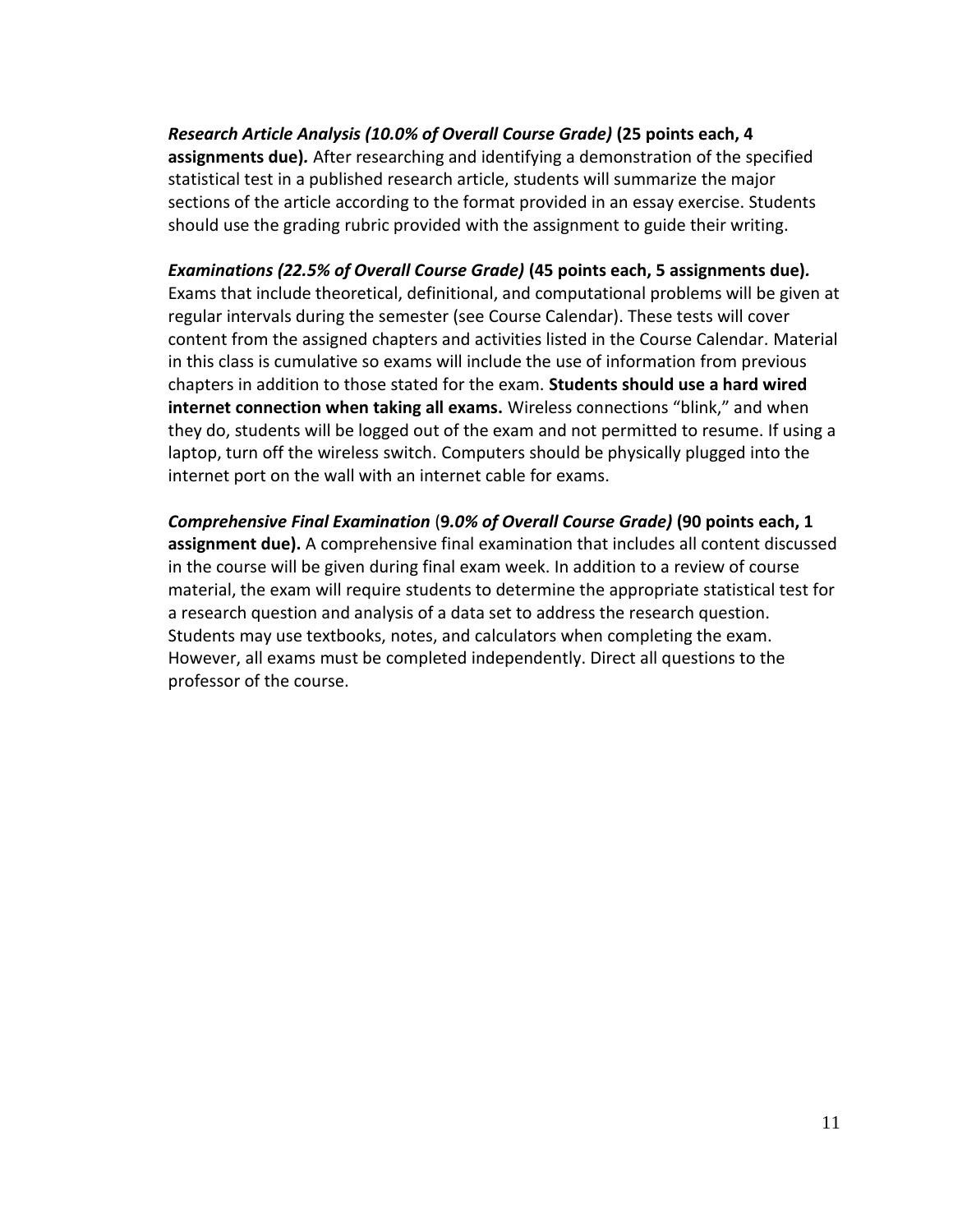***Research Article Analysis (10.0% of Overall Course Grade)* (25 points each, 4 assignments due).** After researching and identifying a demonstration of the specified statistical test in a published research article, students will summarize the major sections of the article according to the format provided in an essay exercise. Students should use the grading rubric provided with the assignment to guide their writing.

***Examinations (22.5% of Overall Course Grade)* (45 points each, 5 assignments due).** Exams that include theoretical, definitional, and computational problems will be given at regular intervals during the semester (see Course Calendar). These tests will cover content from the assigned chapters and activities listed in the Course Calendar. Material in this class is cumulative so exams will include the use of information from previous chapters in addition to those stated for the exam. **Students should use a hard wired internet connection when taking all exams.** Wireless connections "blink," and when they do, students will be logged out of the exam and not permitted to resume. If using a laptop, turn off the wireless switch. Computers should be physically plugged into the internet port on the wall with an internet cable for exams.

***Comprehensive Final Examination* (*9.0% of Overall Course Grade)* (90 points each, 1 assignment due).** A comprehensive final examination that includes all content discussed in the course will be given during final exam week. In addition to a review of course material, the exam will require students to determine the appropriate statistical test for a research question and analysis of a data set to address the research question. Students may use textbooks, notes, and calculators when completing the exam. However, all exams must be completed independently. Direct all questions to the professor of the course.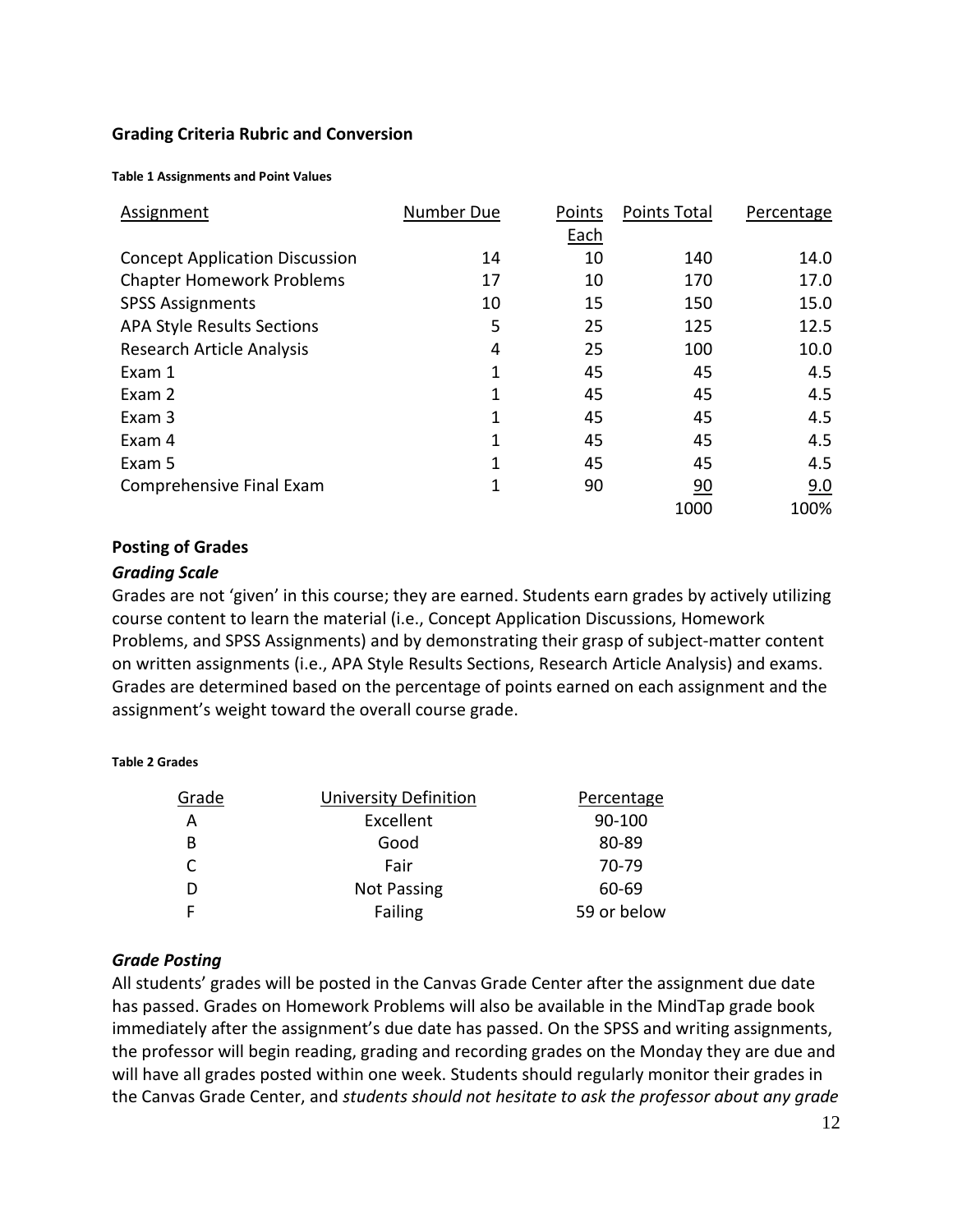### Grading Criteria Rubric and Conversion

**Table 1 Assignments and Point Values**

| Assignment | Number Due | Points Each | Points Total | Percentage |
|---|---|---|---|---|
| Concept Application Discussion | 14 | 10 | 140 | 14.0 |
| Chapter Homework Problems | 17 | 10 | 170 | 17.0 |
| SPSS Assignments | 10 | 15 | 150 | 15.0 |
| APA Style Results Sections | 5 | 25 | 125 | 12.5 |
| Research Article Analysis | 4 | 25 | 100 | 10.0 |
| Exam 1 | 1 | 45 | 45 | 4.5 |
| Exam 2 | 1 | 45 | 45 | 4.5 |
| Exam 3 | 1 | 45 | 45 | 4.5 |
| Exam 4 | 1 | 45 | 45 | 4.5 |
| Exam 5 | 1 | 45 | 45 | 4.5 |
| Comprehensive Final Exam | 1 | 90 | 90 | 9.0 |
| | | | 1000 | 100% |

### Posting of Grades

#### *Grading Scale*

Grades are not 'given' in this course; they are earned. Students earn grades by actively utilizing course content to learn the material (i.e., Concept Application Discussions, Homework Problems, and SPSS Assignments) and by demonstrating their grasp of subject-matter content on written assignments (i.e., APA Style Results Sections, Research Article Analysis) and exams. Grades are determined based on the percentage of points earned on each assignment and the assignment's weight toward the overall course grade.

**Table 2 Grades**

| Grade | University Definition | Percentage |
|---|---|---|
| A | Excellent | 90-100 |
| B | Good | 80-89 |
| C | Fair | 70-79 |
| D | Not Passing | 60-69 |
| F | Failing | 59 or below |

#### *Grade Posting*

All students' grades will be posted in the Canvas Grade Center after the assignment due date has passed. Grades on Homework Problems will also be available in the MindTap grade book immediately after the assignment's due date has passed. On the SPSS and writing assignments, the professor will begin reading, grading and recording grades on the Monday they are due and will have all grades posted within one week. Students should regularly monitor their grades in the Canvas Grade Center, and *students should not hesitate to ask the professor about any grade*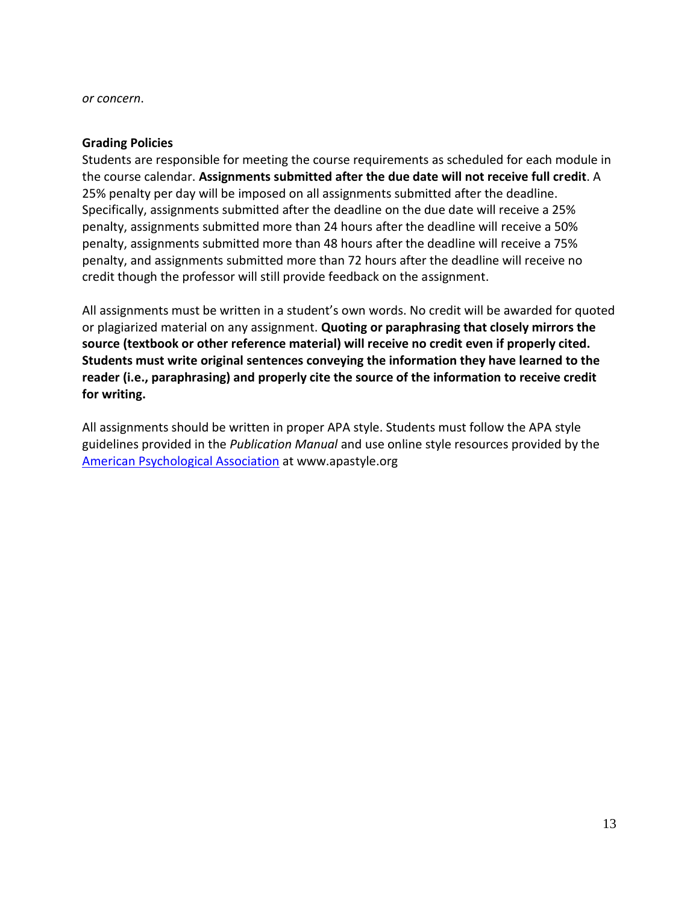*or concern*.

**Grading Policies**

Students are responsible for meeting the course requirements as scheduled for each module in the course calendar. **Assignments submitted after the due date will not receive full credit**. A 25% penalty per day will be imposed on all assignments submitted after the deadline. Specifically, assignments submitted after the deadline on the due date will receive a 25% penalty, assignments submitted more than 24 hours after the deadline will receive a 50% penalty, assignments submitted more than 48 hours after the deadline will receive a 75% penalty, and assignments submitted more than 72 hours after the deadline will receive no credit though the professor will still provide feedback on the assignment.

All assignments must be written in a student's own words. No credit will be awarded for quoted or plagiarized material on any assignment. **Quoting or paraphrasing that closely mirrors the source (textbook or other reference material) will receive no credit even if properly cited. Students must write original sentences conveying the information they have learned to the reader (i.e., paraphrasing) and properly cite the source of the information to receive credit for writing.**

All assignments should be written in proper APA style. Students must follow the APA style guidelines provided in the *Publication Manual* and use online style resources provided by the [American Psychological Association](http://www.apastyle.org) at www.apastyle.org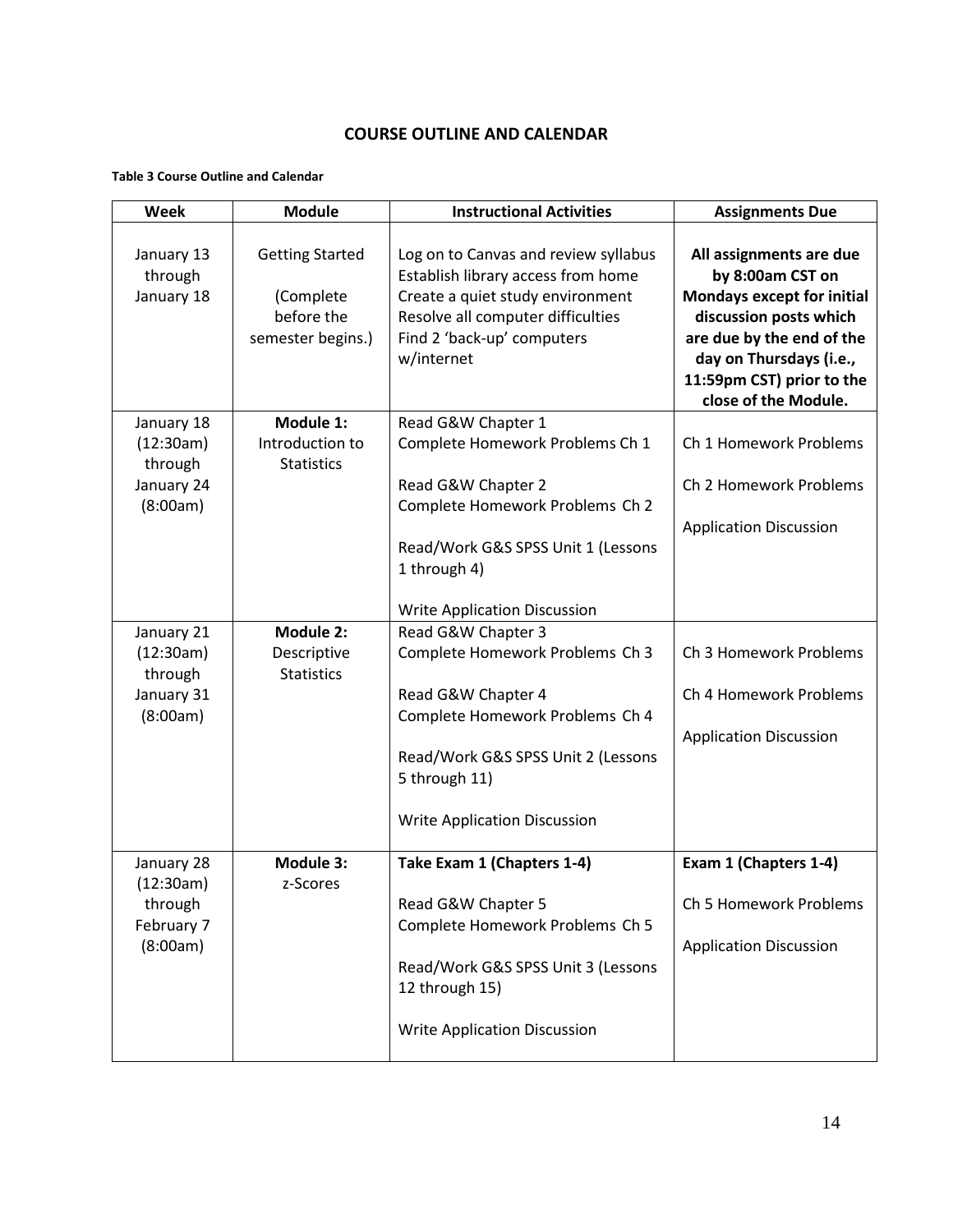# COURSE OUTLINE AND CALENDAR

**Table 3 Course Outline and Calendar**

| Week | Module | Instructional Activities | Assignments Due |
|---|---|---|---|
| January 13 through January 18 | Getting Started<br><br>(Complete before the semester begins.) | Log on to Canvas and review syllabus<br>Establish library access from home<br>Create a quiet study environment<br>Resolve all computer difficulties<br>Find 2 'back-up' computers w/internet | **All assignments are due by 8:00am CST on Mondays except for initial discussion posts which are due by the end of the day on Thursdays (i.e., 11:59pm CST) prior to the close of the Module.** |
| January 18 (12:30am) through January 24 (8:00am) | **Module 1:** Introduction to Statistics | Read G&W Chapter 1<br>Complete Homework Problems Ch 1<br><br>Read G&W Chapter 2<br>Complete Homework Problems Ch 2<br><br>Read/Work G&S SPSS Unit 1 (Lessons 1 through 4)<br><br>Write Application Discussion | Ch 1 Homework Problems<br><br>Ch 2 Homework Problems<br><br>Application Discussion |
| January 21 (12:30am) through January 31 (8:00am) | **Module 2:** Descriptive Statistics | Read G&W Chapter 3<br>Complete Homework Problems Ch 3<br><br>Read G&W Chapter 4<br>Complete Homework Problems Ch 4<br><br>Read/Work G&S SPSS Unit 2 (Lessons 5 through 11)<br><br>Write Application Discussion | Ch 3 Homework Problems<br><br>Ch 4 Homework Problems<br><br>Application Discussion |
| January 28 (12:30am) through February 7 (8:00am) | **Module 3:** z-Scores | **Take Exam 1 (Chapters 1-4)**<br><br>Read G&W Chapter 5<br>Complete Homework Problems Ch 5<br><br>Read/Work G&S SPSS Unit 3 (Lessons 12 through 15)<br><br>Write Application Discussion | **Exam 1 (Chapters 1-4)**<br><br>Ch 5 Homework Problems<br><br>Application Discussion |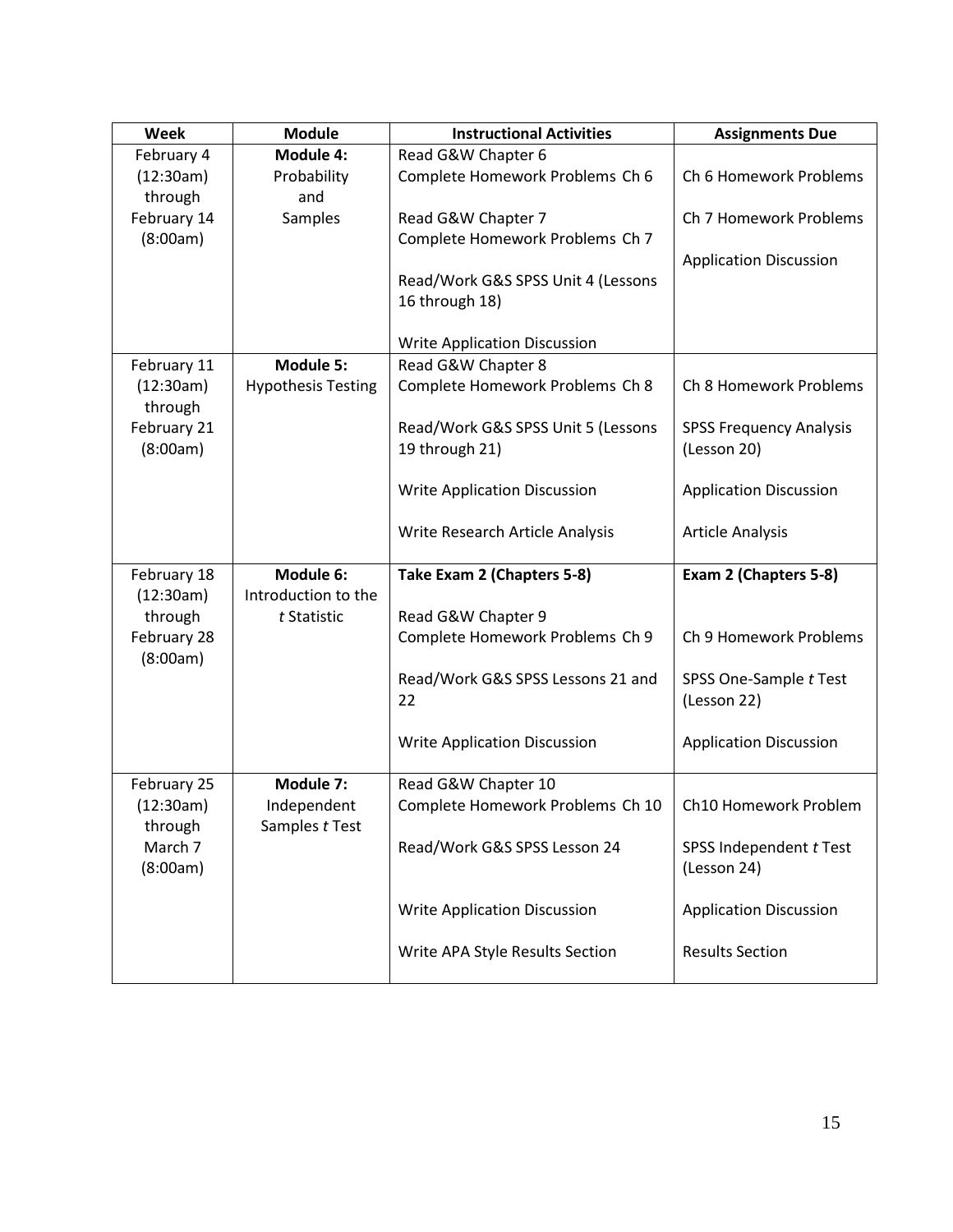| Week | Module | Instructional Activities | Assignments Due |
|---|---|---|---|
| February 4 (12:30am) through February 14 (8:00am) | **Module 4:** Probability and Samples | Read G&W Chapter 6<br>Complete Homework Problems Ch 6<br><br>Read G&W Chapter 7<br>Complete Homework Problems Ch 7<br><br>Read/Work G&S SPSS Unit 4 (Lessons 16 through 18)<br><br>Write Application Discussion | Ch 6 Homework Problems<br><br>Ch 7 Homework Problems<br><br>Application Discussion |
| February 11 (12:30am) through February 21 (8:00am) | **Module 5:** Hypothesis Testing | Read G&W Chapter 8<br>Complete Homework Problems Ch 8<br><br>Read/Work G&S SPSS Unit 5 (Lessons 19 through 21)<br><br>Write Application Discussion<br><br>Write Research Article Analysis | Ch 8 Homework Problems<br><br>SPSS Frequency Analysis (Lesson 20)<br><br>Application Discussion<br><br>Article Analysis |
| February 18 (12:30am) through February 28 (8:00am) | **Module 6:** Introduction to the *t* Statistic | **Take Exam 2 (Chapters 5-8)**<br><br>Read G&W Chapter 9<br>Complete Homework Problems Ch 9<br><br>Read/Work G&S SPSS Lessons 21 and 22<br><br>Write Application Discussion | **Exam 2 (Chapters 5-8)**<br><br>Ch 9 Homework Problems<br><br>SPSS One-Sample *t* Test (Lesson 22)<br><br>Application Discussion |
| February 25 (12:30am) through March 7 (8:00am) | **Module 7:** Independent Samples *t* Test | Read G&W Chapter 10<br>Complete Homework Problems Ch 10<br><br>Read/Work G&S SPSS Lesson 24<br><br>Write Application Discussion<br><br>Write APA Style Results Section | Ch10 Homework Problem<br><br>SPSS Independent *t* Test (Lesson 24)<br><br>Application Discussion<br><br>Results Section |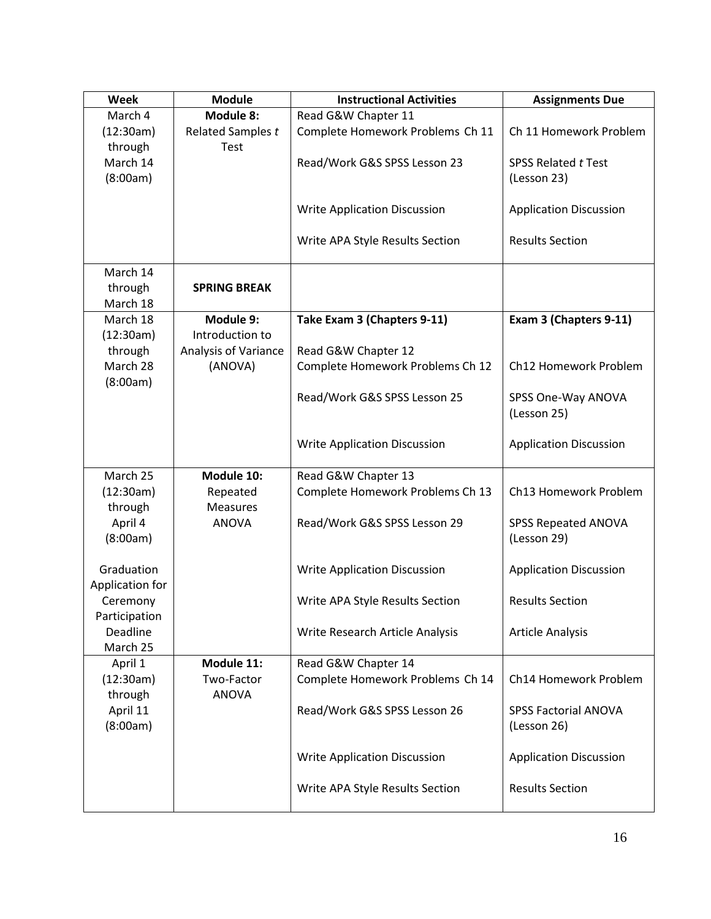| Week | Module | Instructional Activities | Assignments Due |
| --- | --- | --- | --- |
| March 4 (12:30am) through March 14 (8:00am) | **Module 8:** Related Samples *t* Test | Read G&W Chapter 11<br>Complete Homework Problems Ch 11<br><br>Read/Work G&S SPSS Lesson 23<br><br>Write Application Discussion<br><br>Write APA Style Results Section | <br>Ch 11 Homework Problem<br><br>SPSS Related *t* Test (Lesson 23)<br><br>Application Discussion<br><br>Results Section |
| March 14 through March 18 | **SPRING BREAK** | | |
| March 18 (12:30am) through March 28 (8:00am) | **Module 9:** Introduction to Analysis of Variance (ANOVA) | **Take Exam 3 (Chapters 9-11)**<br><br>Read G&W Chapter 12<br>Complete Homework Problems Ch 12<br><br>Read/Work G&S SPSS Lesson 25<br><br>Write Application Discussion | **Exam 3 (Chapters 9-11)**<br><br><br>Ch12 Homework Problem<br><br>SPSS One-Way ANOVA (Lesson 25)<br><br>Application Discussion |
| March 25 (12:30am) through April 4 (8:00am)<br><br>Graduation Application for Ceremony Participation Deadline March 25 | **Module 10:** Repeated Measures ANOVA | Read G&W Chapter 13<br>Complete Homework Problems Ch 13<br><br>Read/Work G&S SPSS Lesson 29<br><br>Write Application Discussion<br><br>Write APA Style Results Section<br><br>Write Research Article Analysis | <br>Ch13 Homework Problem<br><br>SPSS Repeated ANOVA (Lesson 29)<br><br>Application Discussion<br><br>Results Section<br><br>Article Analysis |
| April 1 (12:30am) through April 11 (8:00am) | **Module 11:** Two-Factor ANOVA | Read G&W Chapter 14<br>Complete Homework Problems Ch 14<br><br>Read/Work G&S SPSS Lesson 26<br><br>Write Application Discussion<br><br>Write APA Style Results Section | <br>Ch14 Homework Problem<br><br>SPSS Factorial ANOVA (Lesson 26)<br><br>Application Discussion<br><br>Results Section |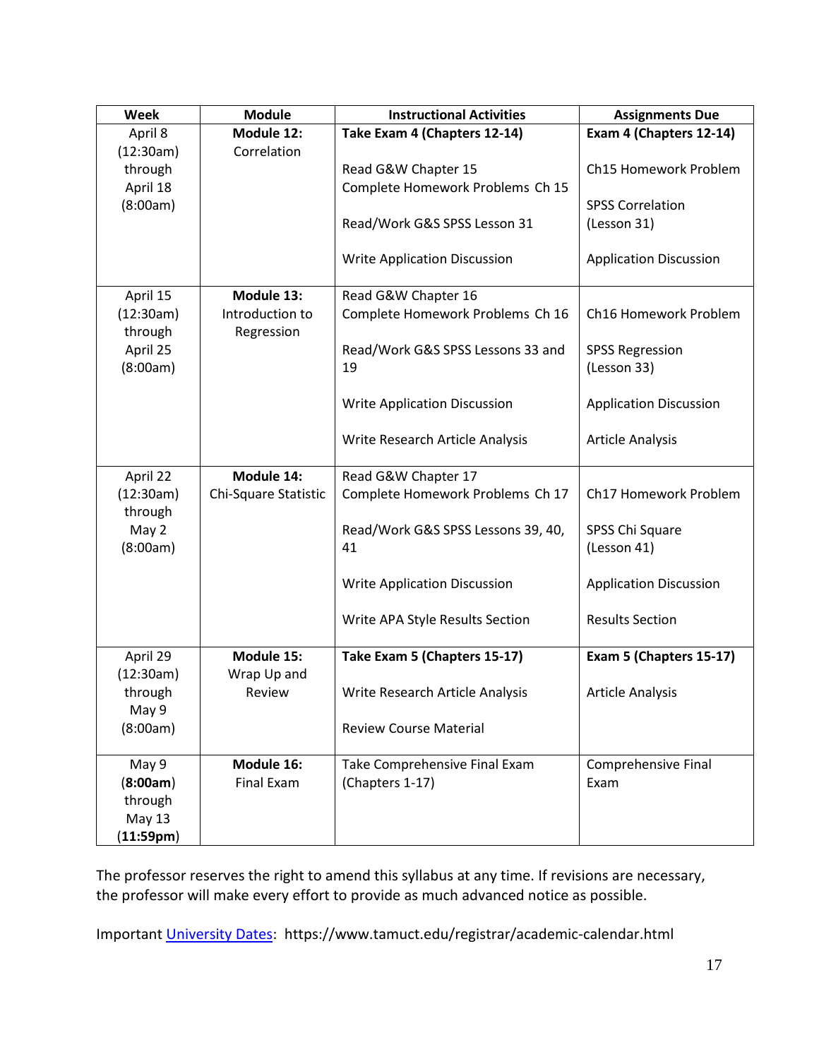| Week | Module | Instructional Activities | Assignments Due |
|---|---|---|---|
| April 8 (12:30am) through April 18 (8:00am) | **Module 12:** Correlation | **Take Exam 4 (Chapters 12-14)**<br><br>Read G&W Chapter 15<br>Complete Homework Problems Ch 15<br><br>Read/Work G&S SPSS Lesson 31<br><br>Write Application Discussion | **Exam 4 (Chapters 12-14)**<br><br>Ch15 Homework Problem<br><br>SPSS Correlation (Lesson 31)<br><br>Application Discussion |
| April 15 (12:30am) through April 25 (8:00am) | **Module 13:** Introduction to Regression | Read G&W Chapter 16<br>Complete Homework Problems Ch 16<br><br>Read/Work G&S SPSS Lessons 33 and 19<br><br>Write Application Discussion<br><br>Write Research Article Analysis | Ch16 Homework Problem<br><br>SPSS Regression (Lesson 33)<br><br>Application Discussion<br><br>Article Analysis |
| April 22 (12:30am) through May 2 (8:00am) | **Module 14:** Chi-Square Statistic | Read G&W Chapter 17<br>Complete Homework Problems Ch 17<br><br>Read/Work G&S SPSS Lessons 39, 40, 41<br><br>Write Application Discussion<br><br>Write APA Style Results Section | Ch17 Homework Problem<br><br>SPSS Chi Square (Lesson 41)<br><br>Application Discussion<br><br>Results Section |
| April 29 (12:30am) through May 9 (8:00am) | **Module 15:** Wrap Up and Review | **Take Exam 5 (Chapters 15-17)**<br><br>Write Research Article Analysis<br><br>Review Course Material | **Exam 5 (Chapters 15-17)**<br><br>Article Analysis |
| May 9 (**8:00am**) through May 13 (**11:59pm**) | **Module 16:** Final Exam | Take Comprehensive Final Exam (Chapters 1-17) | Comprehensive Final Exam |

The professor reserves the right to amend this syllabus at any time. If revisions are necessary, the professor will make every effort to provide as much advanced notice as possible.

Important University Dates: https://www.tamuct.edu/registrar/academic-calendar.html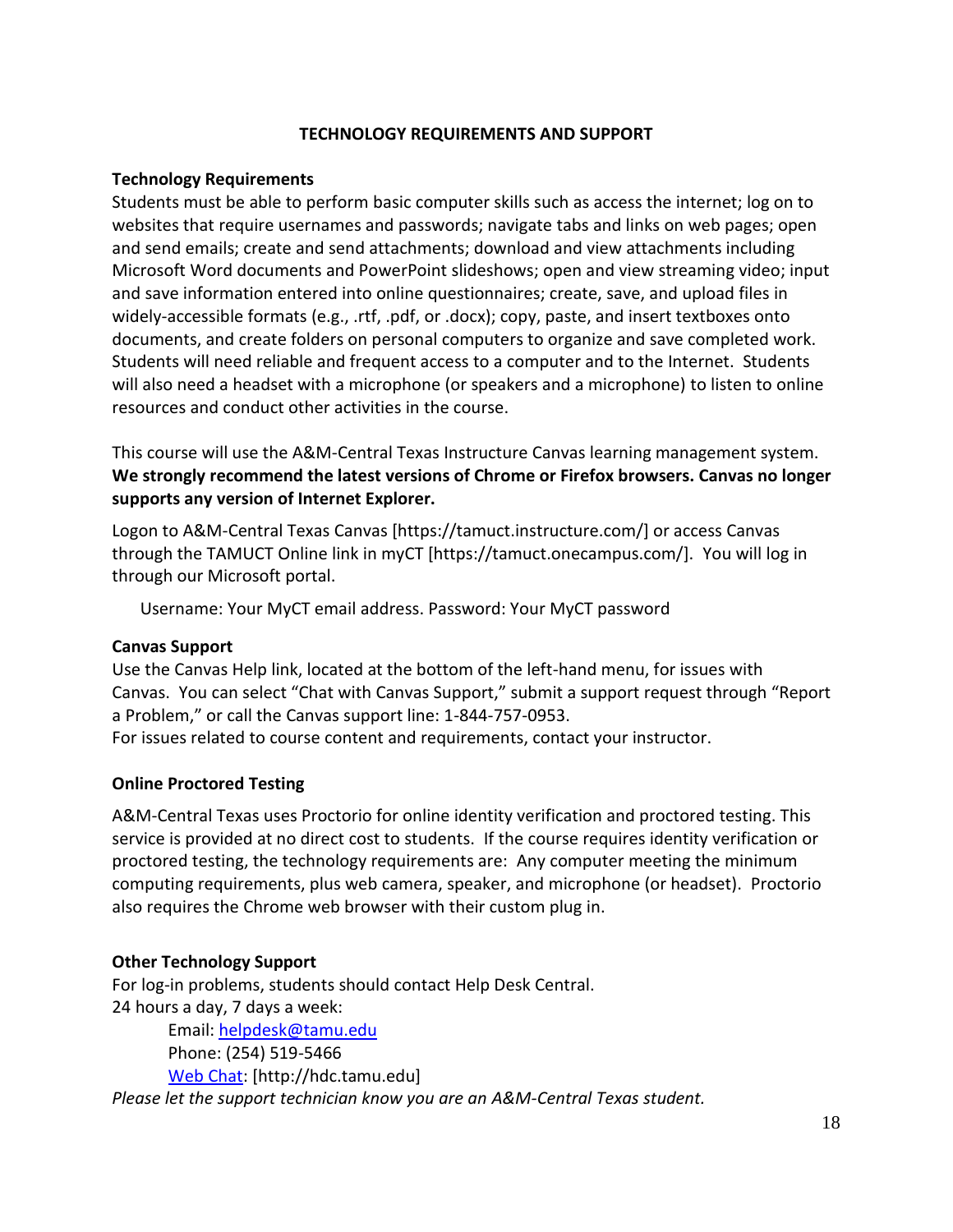## TECHNOLOGY REQUIREMENTS AND SUPPORT

**Technology Requirements**

Students must be able to perform basic computer skills such as access the internet; log on to websites that require usernames and passwords; navigate tabs and links on web pages; open and send emails; create and send attachments; download and view attachments including Microsoft Word documents and PowerPoint slideshows; open and view streaming video; input and save information entered into online questionnaires; create, save, and upload files in widely-accessible formats (e.g., .rtf, .pdf, or .docx); copy, paste, and insert textboxes onto documents, and create folders on personal computers to organize and save completed work. Students will need reliable and frequent access to a computer and to the Internet. Students will also need a headset with a microphone (or speakers and a microphone) to listen to online resources and conduct other activities in the course.

This course will use the A&M-Central Texas Instructure Canvas learning management system. **We strongly recommend the latest versions of Chrome or Firefox browsers. Canvas no longer supports any version of Internet Explorer.**

Logon to A&M-Central Texas Canvas [https://tamuct.instructure.com/] or access Canvas through the TAMUCT Online link in myCT [https://tamuct.onecampus.com/]. You will log in through our Microsoft portal.

Username: Your MyCT email address. Password: Your MyCT password

**Canvas Support**

Use the Canvas Help link, located at the bottom of the left-hand menu, for issues with Canvas. You can select "Chat with Canvas Support," submit a support request through "Report a Problem," or call the Canvas support line: 1-844-757-0953.
For issues related to course content and requirements, contact your instructor.

**Online Proctored Testing**

A&M-Central Texas uses Proctorio for online identity verification and proctored testing. This service is provided at no direct cost to students. If the course requires identity verification or proctored testing, the technology requirements are: Any computer meeting the minimum computing requirements, plus web camera, speaker, and microphone (or headset). Proctorio also requires the Chrome web browser with their custom plug in.

**Other Technology Support**

For log-in problems, students should contact Help Desk Central.
24 hours a day, 7 days a week:

Email: helpdesk@tamu.edu
Phone: (254) 519-5466
Web Chat: [http://hdc.tamu.edu]

*Please let the support technician know you are an A&M-Central Texas student.*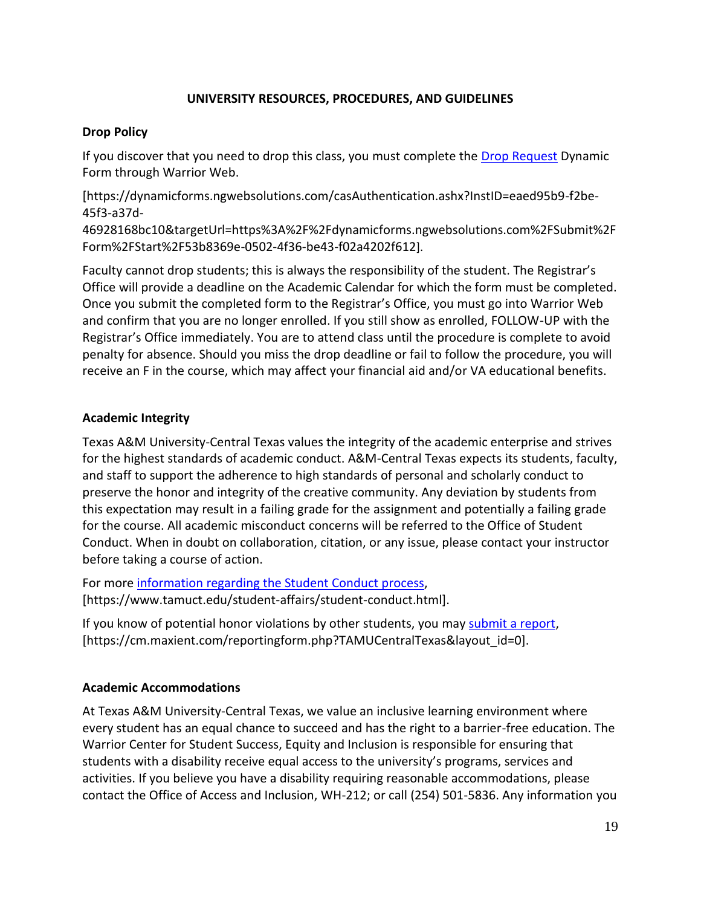## UNIVERSITY RESOURCES, PROCEDURES, AND GUIDELINES

### Drop Policy

If you discover that you need to drop this class, you must complete the [Drop Request](https://dynamicforms.ngwebsolutions.com/casAuthentication.ashx?InstID=eaed95b9-f2be-45f3-a37d-46928168bc10&targetUrl=https%3A%2F%2Fdynamicforms.ngwebsolutions.com%2FSubmit%2FForm%2FStart%2F53b8369e-0502-4f36-be43-f02a4202f612) Dynamic Form through Warrior Web.

[https://dynamicforms.ngwebsolutions.com/casAuthentication.ashx?InstID=eaed95b9-f2be-45f3-a37d-46928168bc10&targetUrl=https%3A%2F%2Fdynamicforms.ngwebsolutions.com%2FSubmit%2FForm%2FStart%2F53b8369e-0502-4f36-be43-f02a4202f612].

Faculty cannot drop students; this is always the responsibility of the student. The Registrar's Office will provide a deadline on the Academic Calendar for which the form must be completed. Once you submit the completed form to the Registrar's Office, you must go into Warrior Web and confirm that you are no longer enrolled. If you still show as enrolled, FOLLOW-UP with the Registrar's Office immediately. You are to attend class until the procedure is complete to avoid penalty for absence. Should you miss the drop deadline or fail to follow the procedure, you will receive an F in the course, which may affect your financial aid and/or VA educational benefits.

### Academic Integrity

Texas A&M University-Central Texas values the integrity of the academic enterprise and strives for the highest standards of academic conduct. A&M-Central Texas expects its students, faculty, and staff to support the adherence to high standards of personal and scholarly conduct to preserve the honor and integrity of the creative community. Any deviation by students from this expectation may result in a failing grade for the assignment and potentially a failing grade for the course. All academic misconduct concerns will be referred to the Office of Student Conduct. When in doubt on collaboration, citation, or any issue, please contact your instructor before taking a course of action.

For more [information regarding the Student Conduct process](https://www.tamuct.edu/student-affairs/student-conduct.html), [https://www.tamuct.edu/student-affairs/student-conduct.html].

If you know of potential honor violations by other students, you may [submit a report](https://cm.maxient.com/reportingform.php?TAMUCentralTexas&layout_id=0), [https://cm.maxient.com/reportingform.php?TAMUCentralTexas&layout_id=0].

### Academic Accommodations

At Texas A&M University-Central Texas, we value an inclusive learning environment where every student has an equal chance to succeed and has the right to a barrier-free education. The Warrior Center for Student Success, Equity and Inclusion is responsible for ensuring that students with a disability receive equal access to the university's programs, services and activities. If you believe you have a disability requiring reasonable accommodations, please contact the Office of Access and Inclusion, WH-212; or call (254) 501-5836. Any information you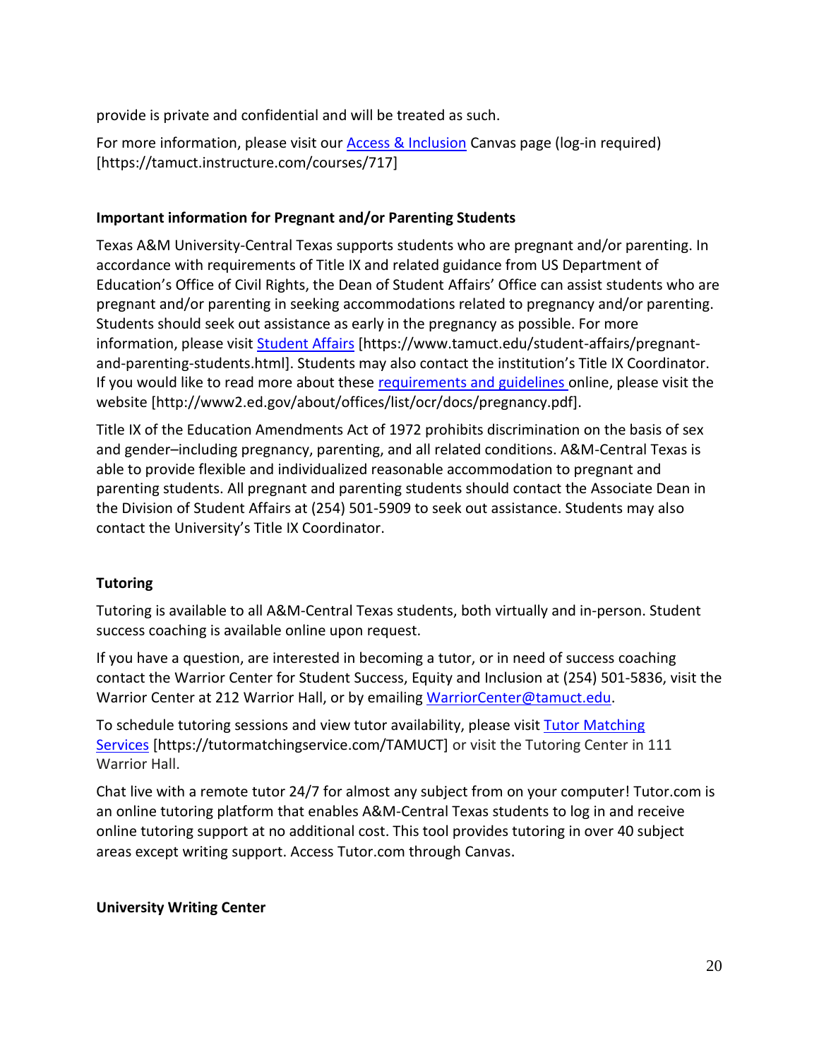provide is private and confidential and will be treated as such.

For more information, please visit our Access & Inclusion Canvas page (log-in required) [https://tamuct.instructure.com/courses/717]

**Important information for Pregnant and/or Parenting Students**

Texas A&M University-Central Texas supports students who are pregnant and/or parenting. In accordance with requirements of Title IX and related guidance from US Department of Education's Office of Civil Rights, the Dean of Student Affairs' Office can assist students who are pregnant and/or parenting in seeking accommodations related to pregnancy and/or parenting. Students should seek out assistance as early in the pregnancy as possible. For more information, please visit Student Affairs [https://www.tamuct.edu/student-affairs/pregnant-and-parenting-students.html]. Students may also contact the institution's Title IX Coordinator. If you would like to read more about these requirements and guidelines online, please visit the website [http://www2.ed.gov/about/offices/list/ocr/docs/pregnancy.pdf].

Title IX of the Education Amendments Act of 1972 prohibits discrimination on the basis of sex and gender–including pregnancy, parenting, and all related conditions. A&M-Central Texas is able to provide flexible and individualized reasonable accommodation to pregnant and parenting students. All pregnant and parenting students should contact the Associate Dean in the Division of Student Affairs at (254) 501-5909 to seek out assistance. Students may also contact the University's Title IX Coordinator.

**Tutoring**

Tutoring is available to all A&M-Central Texas students, both virtually and in-person. Student success coaching is available online upon request.

If you have a question, are interested in becoming a tutor, or in need of success coaching contact the Warrior Center for Student Success, Equity and Inclusion at (254) 501-5836, visit the Warrior Center at 212 Warrior Hall, or by emailing WarriorCenter@tamuct.edu.

To schedule tutoring sessions and view tutor availability, please visit Tutor Matching Services [https://tutormatchingservice.com/TAMUCT] or visit the Tutoring Center in 111 Warrior Hall.

Chat live with a remote tutor 24/7 for almost any subject from on your computer! Tutor.com is an online tutoring platform that enables A&M-Central Texas students to log in and receive online tutoring support at no additional cost. This tool provides tutoring in over 40 subject areas except writing support. Access Tutor.com through Canvas.

**University Writing Center**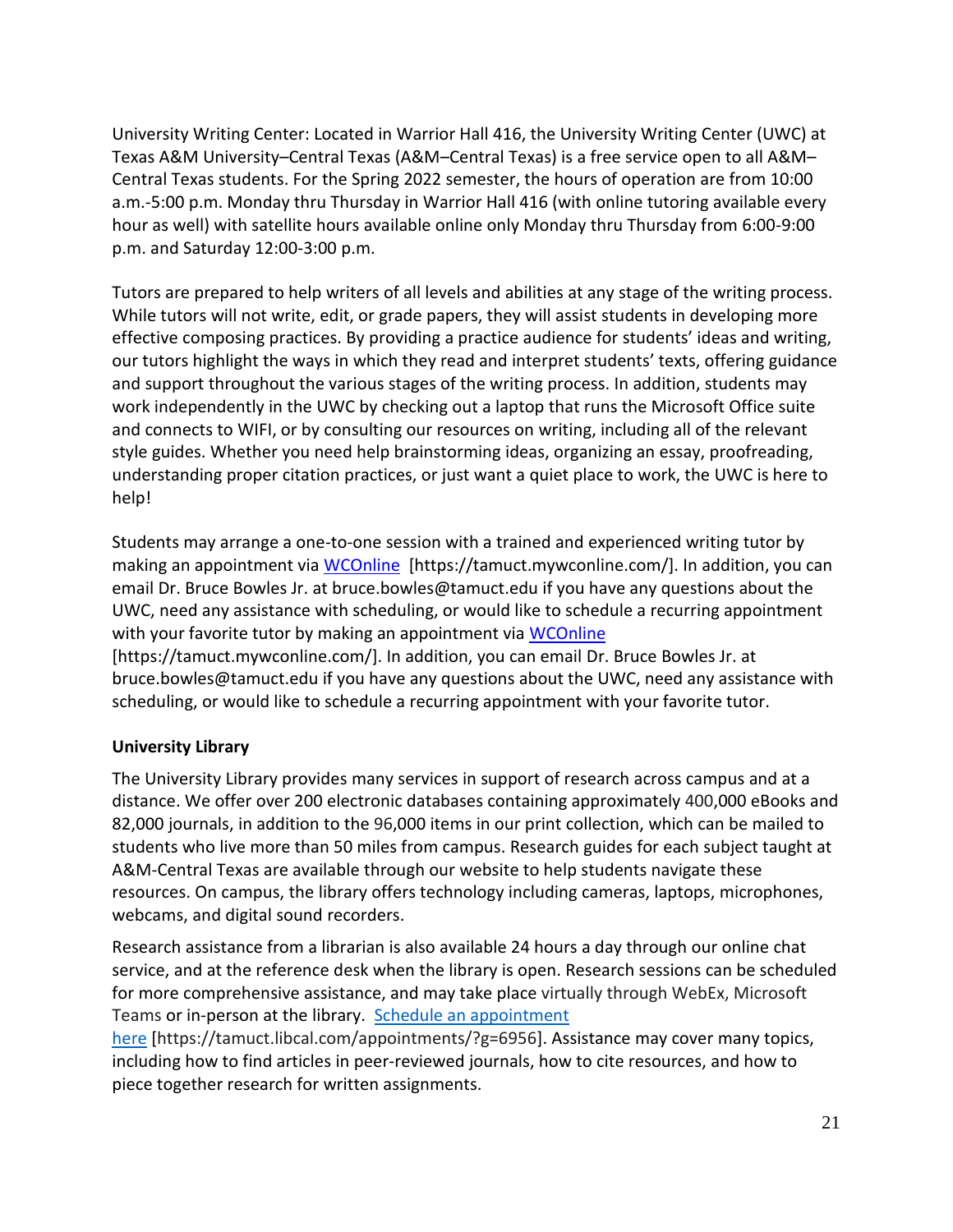University Writing Center: Located in Warrior Hall 416, the University Writing Center (UWC) at Texas A&M University–Central Texas (A&M–Central Texas) is a free service open to all A&M–Central Texas students. For the Spring 2022 semester, the hours of operation are from 10:00 a.m.-5:00 p.m. Monday thru Thursday in Warrior Hall 416 (with online tutoring available every hour as well) with satellite hours available online only Monday thru Thursday from 6:00-9:00 p.m. and Saturday 12:00-3:00 p.m.

Tutors are prepared to help writers of all levels and abilities at any stage of the writing process. While tutors will not write, edit, or grade papers, they will assist students in developing more effective composing practices. By providing a practice audience for students' ideas and writing, our tutors highlight the ways in which they read and interpret students' texts, offering guidance and support throughout the various stages of the writing process. In addition, students may work independently in the UWC by checking out a laptop that runs the Microsoft Office suite and connects to WIFI, or by consulting our resources on writing, including all of the relevant style guides. Whether you need help brainstorming ideas, organizing an essay, proofreading, understanding proper citation practices, or just want a quiet place to work, the UWC is here to help!

Students may arrange a one-to-one session with a trained and experienced writing tutor by making an appointment via WCOnline [https://tamuct.mywconline.com/]. In addition, you can email Dr. Bruce Bowles Jr. at bruce.bowles@tamuct.edu if you have any questions about the UWC, need any assistance with scheduling, or would like to schedule a recurring appointment with your favorite tutor by making an appointment via WCOnline [https://tamuct.mywconline.com/]. In addition, you can email Dr. Bruce Bowles Jr. at bruce.bowles@tamuct.edu if you have any questions about the UWC, need any assistance with scheduling, or would like to schedule a recurring appointment with your favorite tutor.

**University Library**

The University Library provides many services in support of research across campus and at a distance. We offer over 200 electronic databases containing approximately 400,000 eBooks and 82,000 journals, in addition to the 96,000 items in our print collection, which can be mailed to students who live more than 50 miles from campus. Research guides for each subject taught at A&M-Central Texas are available through our website to help students navigate these resources. On campus, the library offers technology including cameras, laptops, microphones, webcams, and digital sound recorders.

Research assistance from a librarian is also available 24 hours a day through our online chat service, and at the reference desk when the library is open. Research sessions can be scheduled for more comprehensive assistance, and may take place virtually through WebEx, Microsoft Teams or in-person at the library. Schedule an appointment here [https://tamuct.libcal.com/appointments/?g=6956]. Assistance may cover many topics, including how to find articles in peer-reviewed journals, how to cite resources, and how to piece together research for written assignments.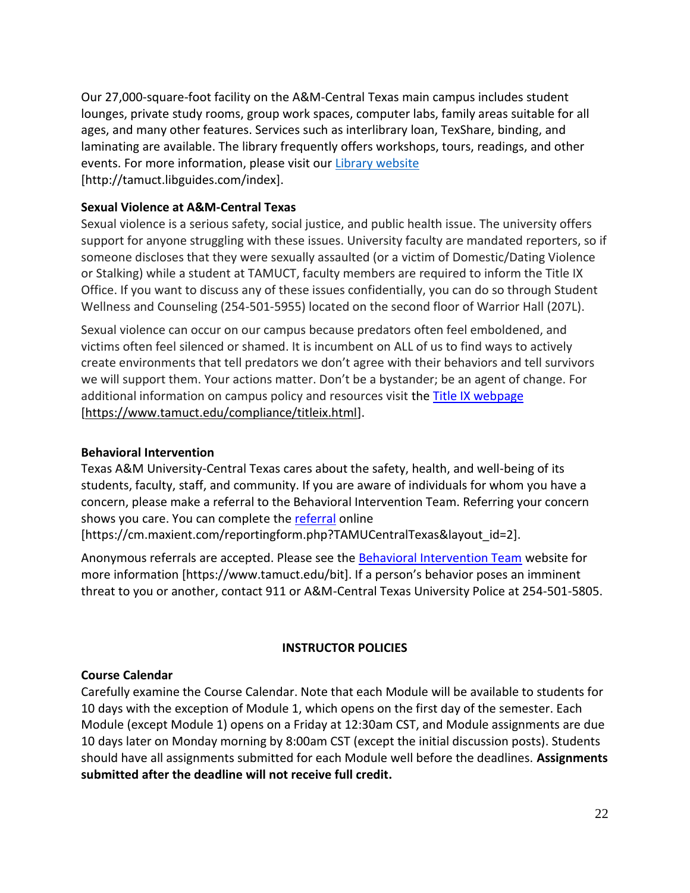Our 27,000-square-foot facility on the A&M-Central Texas main campus includes student lounges, private study rooms, group work spaces, computer labs, family areas suitable for all ages, and many other features. Services such as interlibrary loan, TexShare, binding, and laminating are available. The library frequently offers workshops, tours, readings, and other events. For more information, please visit our Library website [http://tamuct.libguides.com/index].

**Sexual Violence at A&M-Central Texas**

Sexual violence is a serious safety, social justice, and public health issue. The university offers support for anyone struggling with these issues. University faculty are mandated reporters, so if someone discloses that they were sexually assaulted (or a victim of Domestic/Dating Violence or Stalking) while a student at TAMUCT, faculty members are required to inform the Title IX Office. If you want to discuss any of these issues confidentially, you can do so through Student Wellness and Counseling (254-501-5955) located on the second floor of Warrior Hall (207L).

Sexual violence can occur on our campus because predators often feel emboldened, and victims often feel silenced or shamed. It is incumbent on ALL of us to find ways to actively create environments that tell predators we don't agree with their behaviors and tell survivors we will support them. Your actions matter. Don't be a bystander; be an agent of change. For additional information on campus policy and resources visit the Title IX webpage [https://www.tamuct.edu/compliance/titleix.html].

**Behavioral Intervention**

Texas A&M University-Central Texas cares about the safety, health, and well-being of its students, faculty, staff, and community. If you are aware of individuals for whom you have a concern, please make a referral to the Behavioral Intervention Team. Referring your concern shows you care. You can complete the referral online [https://cm.maxient.com/reportingform.php?TAMUCentralTexas&layout_id=2].

Anonymous referrals are accepted. Please see the Behavioral Intervention Team website for more information [https://www.tamuct.edu/bit]. If a person's behavior poses an imminent threat to you or another, contact 911 or A&M-Central Texas University Police at 254-501-5805.

## INSTRUCTOR POLICIES

**Course Calendar**

Carefully examine the Course Calendar. Note that each Module will be available to students for 10 days with the exception of Module 1, which opens on the first day of the semester. Each Module (except Module 1) opens on a Friday at 12:30am CST, and Module assignments are due 10 days later on Monday morning by 8:00am CST (except the initial discussion posts). Students should have all assignments submitted for each Module well before the deadlines. **Assignments submitted after the deadline will not receive full credit.**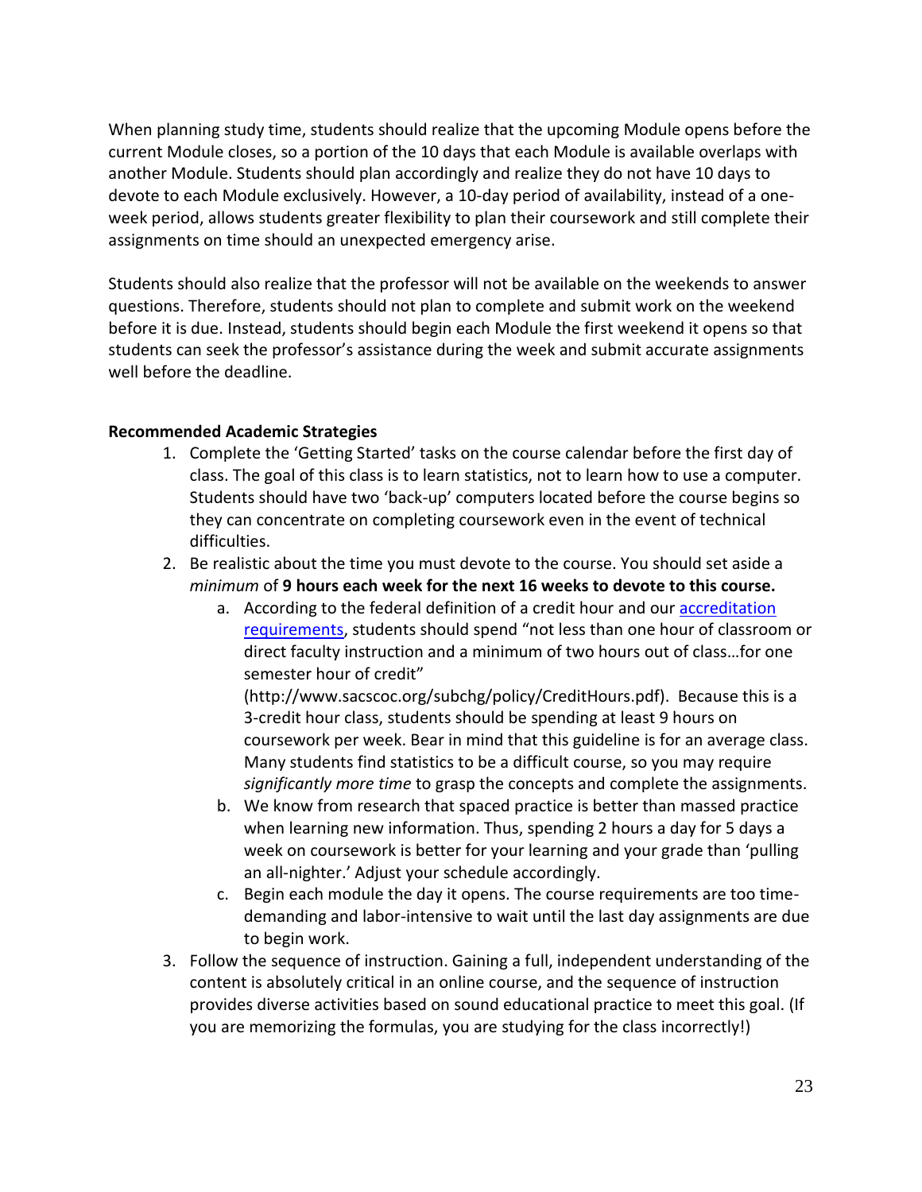When planning study time, students should realize that the upcoming Module opens before the current Module closes, so a portion of the 10 days that each Module is available overlaps with another Module. Students should plan accordingly and realize they do not have 10 days to devote to each Module exclusively. However, a 10-day period of availability, instead of a one-week period, allows students greater flexibility to plan their coursework and still complete their assignments on time should an unexpected emergency arise.

Students should also realize that the professor will not be available on the weekends to answer questions. Therefore, students should not plan to complete and submit work on the weekend before it is due. Instead, students should begin each Module the first weekend it opens so that students can seek the professor's assistance during the week and submit accurate assignments well before the deadline.

**Recommended Academic Strategies**

1. Complete the 'Getting Started' tasks on the course calendar before the first day of class. The goal of this class is to learn statistics, not to learn how to use a computer. Students should have two 'back-up' computers located before the course begins so they can concentrate on completing coursework even in the event of technical difficulties.
2. Be realistic about the time you must devote to the course. You should set aside a *minimum* of **9 hours each week for the next 16 weeks to devote to this course.**
   a. According to the federal definition of a credit hour and our [accreditation requirements](http://www.sacscoc.org/subchg/policy/CreditHours.pdf), students should spend "not less than one hour of classroom or direct faculty instruction and a minimum of two hours out of class…for one semester hour of credit" (http://www.sacscoc.org/subchg/policy/CreditHours.pdf). Because this is a 3-credit hour class, students should be spending at least 9 hours on coursework per week. Bear in mind that this guideline is for an average class. Many students find statistics to be a difficult course, so you may require *significantly more time* to grasp the concepts and complete the assignments.
   b. We know from research that spaced practice is better than massed practice when learning new information. Thus, spending 2 hours a day for 5 days a week on coursework is better for your learning and your grade than 'pulling an all-nighter.' Adjust your schedule accordingly.
   c. Begin each module the day it opens. The course requirements are too time-demanding and labor-intensive to wait until the last day assignments are due to begin work.
3. Follow the sequence of instruction. Gaining a full, independent understanding of the content is absolutely critical in an online course, and the sequence of instruction provides diverse activities based on sound educational practice to meet this goal. (If you are memorizing the formulas, you are studying for the class incorrectly!)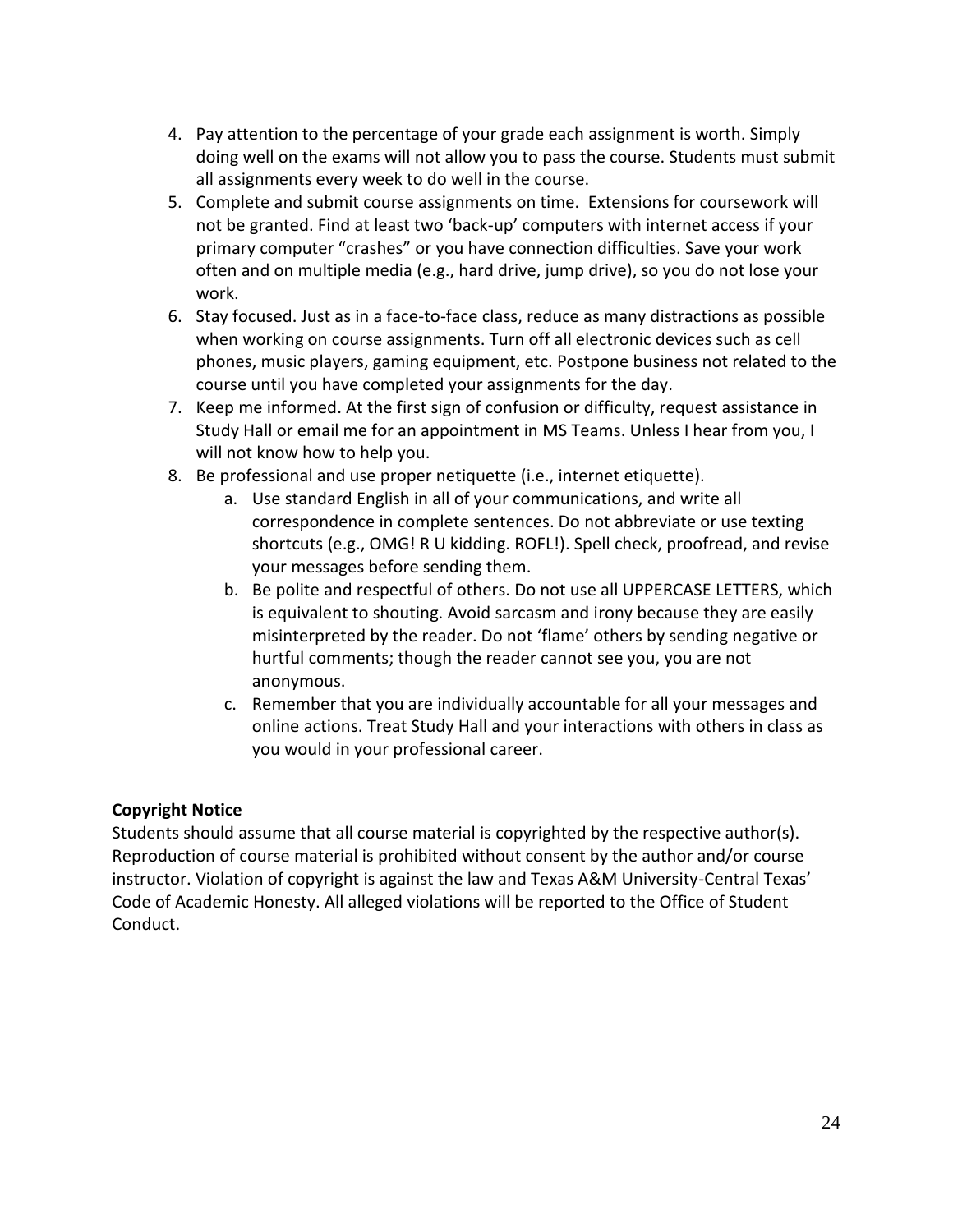4. Pay attention to the percentage of your grade each assignment is worth. Simply doing well on the exams will not allow you to pass the course. Students must submit all assignments every week to do well in the course.
5. Complete and submit course assignments on time. Extensions for coursework will not be granted. Find at least two 'back-up' computers with internet access if your primary computer "crashes" or you have connection difficulties. Save your work often and on multiple media (e.g., hard drive, jump drive), so you do not lose your work.
6. Stay focused. Just as in a face-to-face class, reduce as many distractions as possible when working on course assignments. Turn off all electronic devices such as cell phones, music players, gaming equipment, etc. Postpone business not related to the course until you have completed your assignments for the day.
7. Keep me informed. At the first sign of confusion or difficulty, request assistance in Study Hall or email me for an appointment in MS Teams. Unless I hear from you, I will not know how to help you.
8. Be professional and use proper netiquette (i.e., internet etiquette).
   a. Use standard English in all of your communications, and write all correspondence in complete sentences. Do not abbreviate or use texting shortcuts (e.g., OMG! R U kidding. ROFL!). Spell check, proofread, and revise your messages before sending them.
   b. Be polite and respectful of others. Do not use all UPPERCASE LETTERS, which is equivalent to shouting. Avoid sarcasm and irony because they are easily misinterpreted by the reader. Do not 'flame' others by sending negative or hurtful comments; though the reader cannot see you, you are not anonymous.
   c. Remember that you are individually accountable for all your messages and online actions. Treat Study Hall and your interactions with others in class as you would in your professional career.

**Copyright Notice**

Students should assume that all course material is copyrighted by the respective author(s). Reproduction of course material is prohibited without consent by the author and/or course instructor. Violation of copyright is against the law and Texas A&M University-Central Texas' Code of Academic Honesty. All alleged violations will be reported to the Office of Student Conduct.